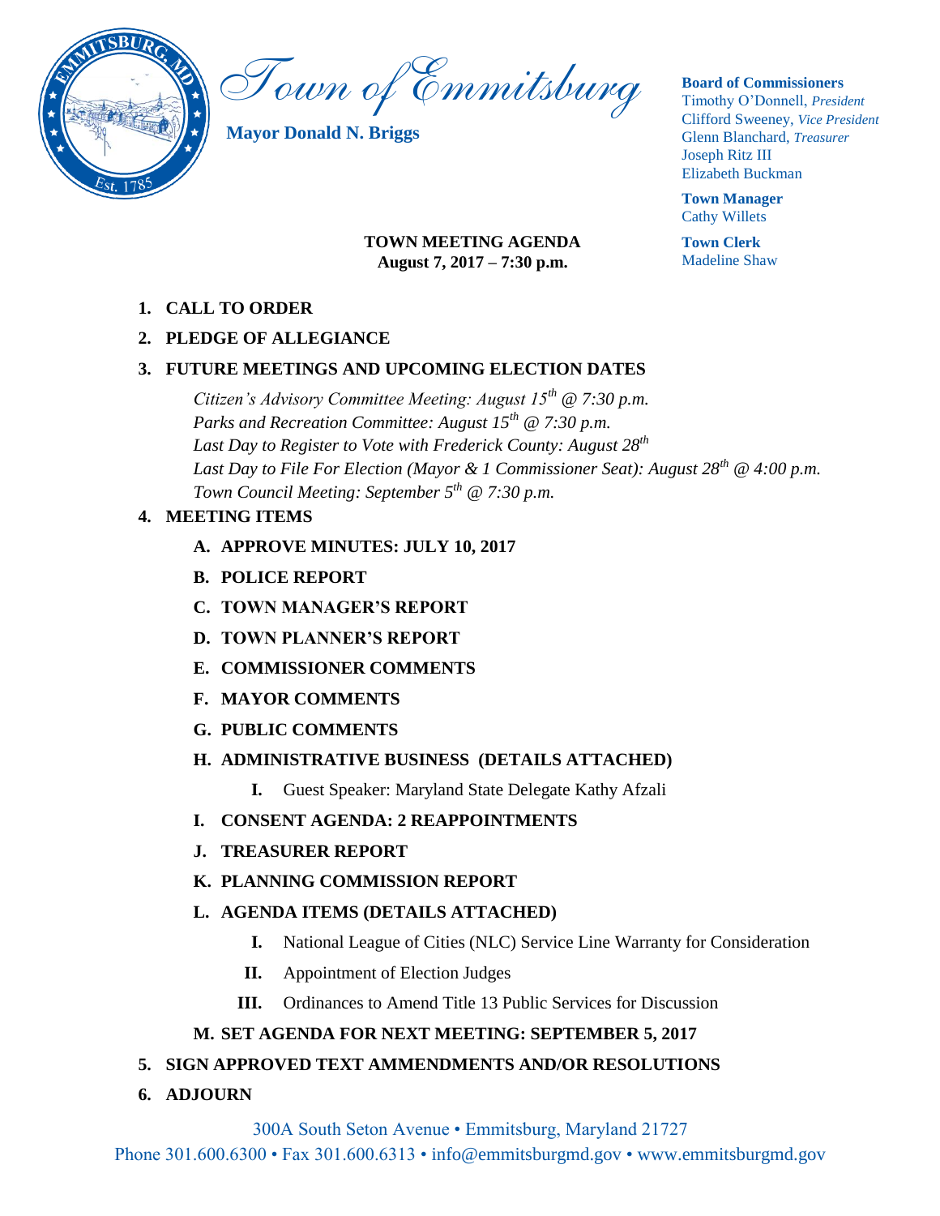# Town of Emmitsburg

**Mayor Donald N. Briggs**

**Board of Commissioners**
Timothy O'Donnell, *President*
Clifford Sweeney, *Vice President*
Glenn Blanchard, *Treasurer*
Joseph Ritz III
Elizabeth Buckman

**Town Manager**
Cathy Willets

**Town Clerk**
Madeline Shaw

**TOWN MEETING AGENDA**
**August 7, 2017 – 7:30 p.m.**

1. **CALL TO ORDER**
2. **PLEDGE OF ALLEGIANCE**
3. **FUTURE MEETINGS AND UPCOMING ELECTION DATES**

   *Citizen's Advisory Committee Meeting: August 15th @ 7:30 p.m.*
   *Parks and Recreation Committee: August 15th @ 7:30 p.m.*
   *Last Day to Register to Vote with Frederick County: August 28th*
   *Last Day to File For Election (Mayor & 1 Commissioner Seat): August 28th @ 4:00 p.m.*
   *Town Council Meeting: September 5th @ 7:30 p.m.*

4. **MEETING ITEMS**
   - **A. APPROVE MINUTES: JULY 10, 2017**
   - **B. POLICE REPORT**
   - **C. TOWN MANAGER'S REPORT**
   - **D. TOWN PLANNER'S REPORT**
   - **E. COMMISSIONER COMMENTS**
   - **F. MAYOR COMMENTS**
   - **G. PUBLIC COMMENTS**
   - **H. ADMINISTRATIVE BUSINESS (DETAILS ATTACHED)**
     - **I.** Guest Speaker: Maryland State Delegate Kathy Afzali
   - **I. CONSENT AGENDA: 2 REAPPOINTMENTS**
   - **J. TREASURER REPORT**
   - **K. PLANNING COMMISSION REPORT**
   - **L. AGENDA ITEMS (DETAILS ATTACHED)**
     - **I.** National League of Cities (NLC) Service Line Warranty for Consideration
     - **II.** Appointment of Election Judges
     - **III.** Ordinances to Amend Title 13 Public Services for Discussion
   - **M. SET AGENDA FOR NEXT MEETING: SEPTEMBER 5, 2017**
5. **SIGN APPROVED TEXT AMMENDMENTS AND/OR RESOLUTIONS**
6. **ADJOURN**

300A South Seton Avenue • Emmitsburg, Maryland 21727
Phone 301.600.6300 • Fax 301.600.6313 • info@emmitsburgmd.gov • www.emmitsburgmd.gov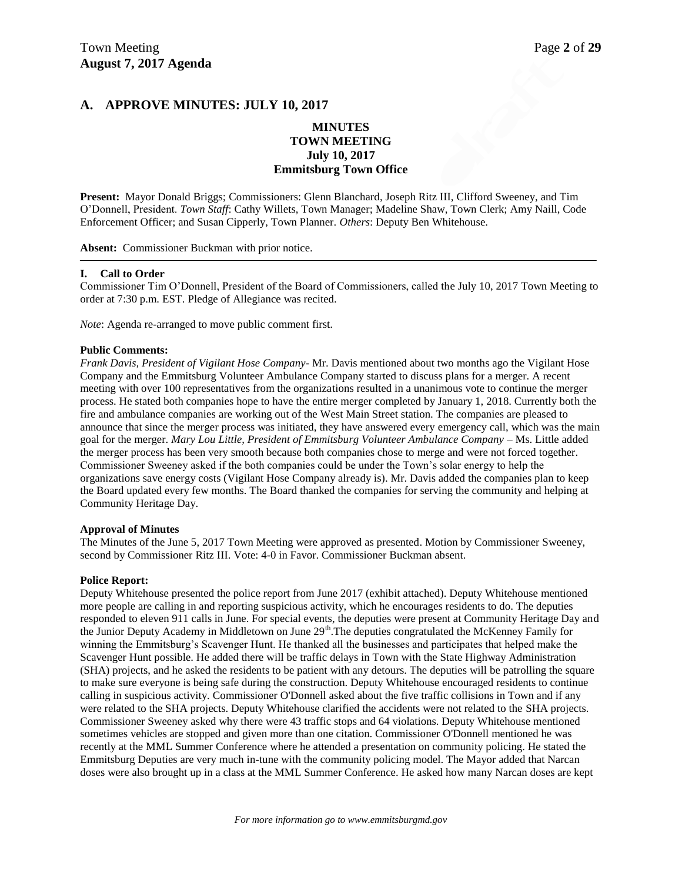## A. APPROVE MINUTES: JULY 10, 2017

**MINUTES**
**TOWN MEETING**
**July 10, 2017**
**Emmitsburg Town Office**

**Present:** Mayor Donald Briggs; Commissioners: Glenn Blanchard, Joseph Ritz III, Clifford Sweeney, and Tim O'Donnell, President. *Town Staff*: Cathy Willets, Town Manager; Madeline Shaw, Town Clerk; Amy Naill, Code Enforcement Officer; and Susan Cipperly, Town Planner. *Others*: Deputy Ben Whitehouse.

**Absent:** Commissioner Buckman with prior notice.

---

#### I. Call to Order

Commissioner Tim O'Donnell, President of the Board of Commissioners, called the July 10, 2017 Town Meeting to order at 7:30 p.m. EST. Pledge of Allegiance was recited.

*Note*: Agenda re-arranged to move public comment first.

#### Public Comments:

*Frank Davis, President of Vigilant Hose Company*- Mr. Davis mentioned about two months ago the Vigilant Hose Company and the Emmitsburg Volunteer Ambulance Company started to discuss plans for a merger. A recent meeting with over 100 representatives from the organizations resulted in a unanimous vote to continue the merger process. He stated both companies hope to have the entire merger completed by January 1, 2018. Currently both the fire and ambulance companies are working out of the West Main Street station. The companies are pleased to announce that since the merger process was initiated, they have answered every emergency call, which was the main goal for the merger. *Mary Lou Little, President of Emmitsburg Volunteer Ambulance Company* – Ms. Little added the merger process has been very smooth because both companies chose to merge and were not forced together. Commissioner Sweeney asked if the both companies could be under the Town's solar energy to help the organizations save energy costs (Vigilant Hose Company already is). Mr. Davis added the companies plan to keep the Board updated every few months. The Board thanked the companies for serving the community and helping at Community Heritage Day.

#### Approval of Minutes

The Minutes of the June 5, 2017 Town Meeting were approved as presented. Motion by Commissioner Sweeney, second by Commissioner Ritz III. Vote: 4-0 in Favor. Commissioner Buckman absent.

#### Police Report:

Deputy Whitehouse presented the police report from June 2017 (exhibit attached). Deputy Whitehouse mentioned more people are calling in and reporting suspicious activity, which he encourages residents to do. The deputies responded to eleven 911 calls in June. For special events, the deputies were present at Community Heritage Day and the Junior Deputy Academy in Middletown on June 29th. The deputies congratulated the McKenney Family for winning the Emmitsburg's Scavenger Hunt. He thanked all the businesses and participates that helped make the Scavenger Hunt possible. He added there will be traffic delays in Town with the State Highway Administration (SHA) projects, and he asked the residents to be patient with any detours. The deputies will be patrolling the square to make sure everyone is being safe during the construction. Deputy Whitehouse encouraged residents to continue calling in suspicious activity. Commissioner O'Donnell asked about the five traffic collisions in Town and if any were related to the SHA projects. Deputy Whitehouse clarified the accidents were not related to the SHA projects. Commissioner Sweeney asked why there were 43 traffic stops and 64 violations. Deputy Whitehouse mentioned sometimes vehicles are stopped and given more than one citation. Commissioner O'Donnell mentioned he was recently at the MML Summer Conference where he attended a presentation on community policing. He stated the Emmitsburg Deputies are very much in-tune with the community policing model. The Mayor added that Narcan doses were also brought up in a class at the MML Summer Conference. He asked how many Narcan doses are kept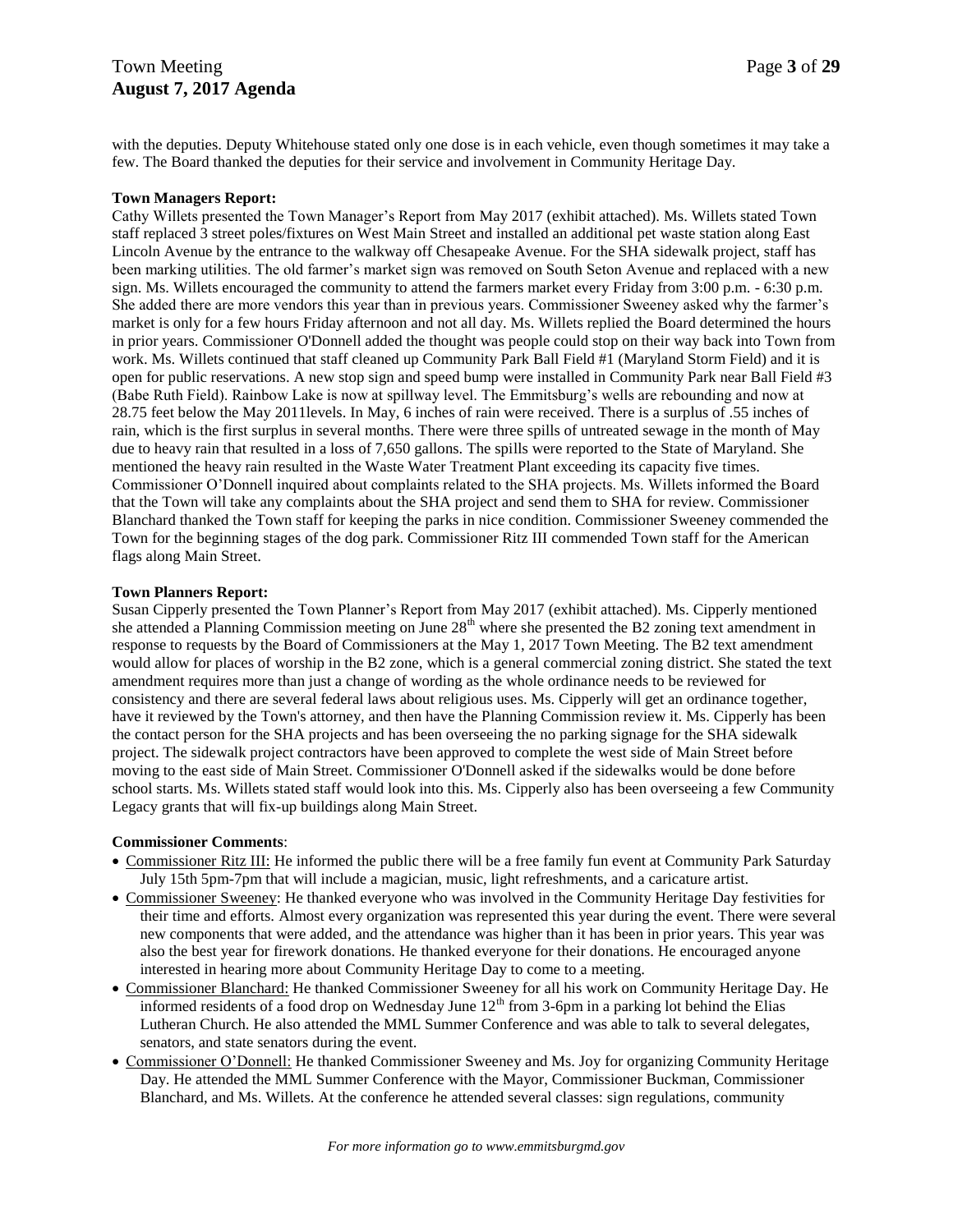with the deputies. Deputy Whitehouse stated only one dose is in each vehicle, even though sometimes it may take a few. The Board thanked the deputies for their service and involvement in Community Heritage Day.

**Town Managers Report:**
Cathy Willets presented the Town Manager's Report from May 2017 (exhibit attached). Ms. Willets stated Town staff replaced 3 street poles/fixtures on West Main Street and installed an additional pet waste station along East Lincoln Avenue by the entrance to the walkway off Chesapeake Avenue. For the SHA sidewalk project, staff has been marking utilities. The old farmer's market sign was removed on South Seton Avenue and replaced with a new sign. Ms. Willets encouraged the community to attend the farmers market every Friday from 3:00 p.m. - 6:30 p.m. She added there are more vendors this year than in previous years. Commissioner Sweeney asked why the farmer's market is only for a few hours Friday afternoon and not all day. Ms. Willets replied the Board determined the hours in prior years. Commissioner O'Donnell added the thought was people could stop on their way back into Town from work. Ms. Willets continued that staff cleaned up Community Park Ball Field #1 (Maryland Storm Field) and it is open for public reservations. A new stop sign and speed bump were installed in Community Park near Ball Field #3 (Babe Ruth Field). Rainbow Lake is now at spillway level. The Emmitsburg's wells are rebounding and now at 28.75 feet below the May 2011levels. In May, 6 inches of rain were received. There is a surplus of .55 inches of rain, which is the first surplus in several months. There were three spills of untreated sewage in the month of May due to heavy rain that resulted in a loss of 7,650 gallons. The spills were reported to the State of Maryland. She mentioned the heavy rain resulted in the Waste Water Treatment Plant exceeding its capacity five times. Commissioner O'Donnell inquired about complaints related to the SHA projects. Ms. Willets informed the Board that the Town will take any complaints about the SHA project and send them to SHA for review. Commissioner Blanchard thanked the Town staff for keeping the parks in nice condition. Commissioner Sweeney commended the Town for the beginning stages of the dog park. Commissioner Ritz III commended Town staff for the American flags along Main Street.

**Town Planners Report:**
Susan Cipperly presented the Town Planner's Report from May 2017 (exhibit attached). Ms. Cipperly mentioned she attended a Planning Commission meeting on June 28th where she presented the B2 zoning text amendment in response to requests by the Board of Commissioners at the May 1, 2017 Town Meeting. The B2 text amendment would allow for places of worship in the B2 zone, which is a general commercial zoning district. She stated the text amendment requires more than just a change of wording as the whole ordinance needs to be reviewed for consistency and there are several federal laws about religious uses. Ms. Cipperly will get an ordinance together, have it reviewed by the Town's attorney, and then have the Planning Commission review it. Ms. Cipperly has been the contact person for the SHA projects and has been overseeing the no parking signage for the SHA sidewalk project. The sidewalk project contractors have been approved to complete the west side of Main Street before moving to the east side of Main Street. Commissioner O'Donnell asked if the sidewalks would be done before school starts. Ms. Willets stated staff would look into this. Ms. Cipperly also has been overseeing a few Community Legacy grants that will fix-up buildings along Main Street.

**Commissioner Comments**:

- Commissioner Ritz III: He informed the public there will be a free family fun event at Community Park Saturday July 15th 5pm-7pm that will include a magician, music, light refreshments, and a caricature artist.
- Commissioner Sweeney: He thanked everyone who was involved in the Community Heritage Day festivities for their time and efforts. Almost every organization was represented this year during the event. There were several new components that were added, and the attendance was higher than it has been in prior years. This year was also the best year for firework donations. He thanked everyone for their donations. He encouraged anyone interested in hearing more about Community Heritage Day to come to a meeting.
- Commissioner Blanchard: He thanked Commissioner Sweeney for all his work on Community Heritage Day. He informed residents of a food drop on Wednesday June 12th from 3-6pm in a parking lot behind the Elias Lutheran Church. He also attended the MML Summer Conference and was able to talk to several delegates, senators, and state senators during the event.
- Commissioner O'Donnell: He thanked Commissioner Sweeney and Ms. Joy for organizing Community Heritage Day. He attended the MML Summer Conference with the Mayor, Commissioner Buckman, Commissioner Blanchard, and Ms. Willets. At the conference he attended several classes: sign regulations, community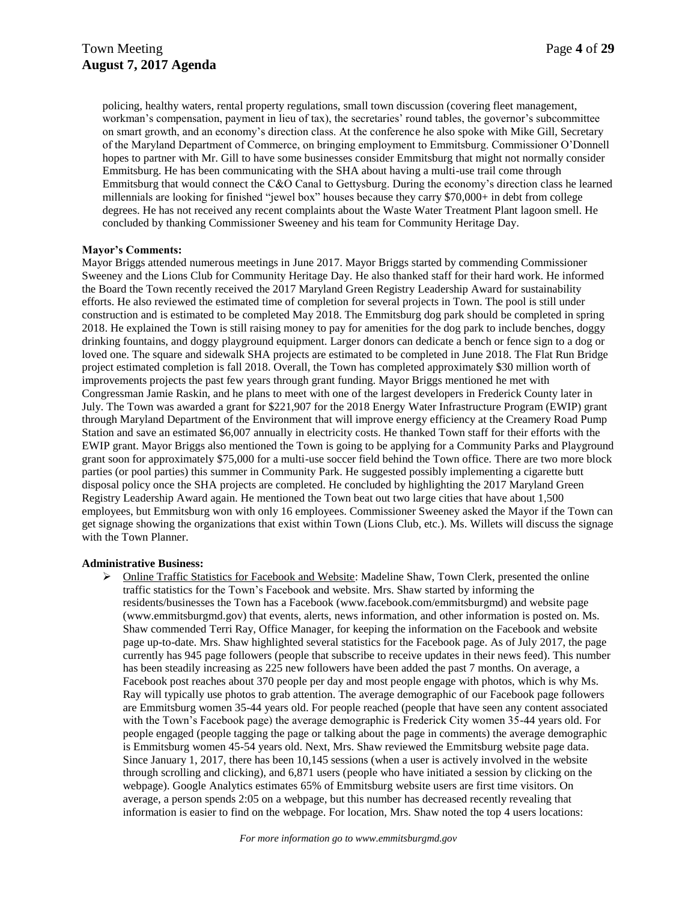policing, healthy waters, rental property regulations, small town discussion (covering fleet management, workman's compensation, payment in lieu of tax), the secretaries' round tables, the governor's subcommittee on smart growth, and an economy's direction class. At the conference he also spoke with Mike Gill, Secretary of the Maryland Department of Commerce, on bringing employment to Emmitsburg. Commissioner O'Donnell hopes to partner with Mr. Gill to have some businesses consider Emmitsburg that might not normally consider Emmitsburg. He has been communicating with the SHA about having a multi-use trail come through Emmitsburg that would connect the C&O Canal to Gettysburg. During the economy's direction class he learned millennials are looking for finished "jewel box" houses because they carry $70,000+ in debt from college degrees. He has not received any recent complaints about the Waste Water Treatment Plant lagoon smell. He concluded by thanking Commissioner Sweeney and his team for Community Heritage Day.

**Mayor's Comments:**

Mayor Briggs attended numerous meetings in June 2017. Mayor Briggs started by commending Commissioner Sweeney and the Lions Club for Community Heritage Day. He also thanked staff for their hard work. He informed the Board the Town recently received the 2017 Maryland Green Registry Leadership Award for sustainability efforts. He also reviewed the estimated time of completion for several projects in Town. The pool is still under construction and is estimated to be completed May 2018. The Emmitsburg dog park should be completed in spring 2018. He explained the Town is still raising money to pay for amenities for the dog park to include benches, doggy drinking fountains, and doggy playground equipment. Larger donors can dedicate a bench or fence sign to a dog or loved one. The square and sidewalk SHA projects are estimated to be completed in June 2018. The Flat Run Bridge project estimated completion is fall 2018. Overall, the Town has completed approximately $30 million worth of improvements projects the past few years through grant funding. Mayor Briggs mentioned he met with Congressman Jamie Raskin, and he plans to meet with one of the largest developers in Frederick County later in July. The Town was awarded a grant for $221,907 for the 2018 Energy Water Infrastructure Program (EWIP) grant through Maryland Department of the Environment that will improve energy efficiency at the Creamery Road Pump Station and save an estimated $6,007 annually in electricity costs. He thanked Town staff for their efforts with the EWIP grant. Mayor Briggs also mentioned the Town is going to be applying for a Community Parks and Playground grant soon for approximately $75,000 for a multi-use soccer field behind the Town office. There are two more block parties (or pool parties) this summer in Community Park. He suggested possibly implementing a cigarette butt disposal policy once the SHA projects are completed. He concluded by highlighting the 2017 Maryland Green Registry Leadership Award again. He mentioned the Town beat out two large cities that have about 1,500 employees, but Emmitsburg won with only 16 employees. Commissioner Sweeney asked the Mayor if the Town can get signage showing the organizations that exist within Town (Lions Club, etc.). Ms. Willets will discuss the signage with the Town Planner.

**Administrative Business:**

- Online Traffic Statistics for Facebook and Website: Madeline Shaw, Town Clerk, presented the online traffic statistics for the Town's Facebook and website. Mrs. Shaw started by informing the residents/businesses the Town has a Facebook (www.facebook.com/emmitsburgmd) and website page (www.emmitsburgmd.gov) that events, alerts, news information, and other information is posted on. Ms. Shaw commended Terri Ray, Office Manager, for keeping the information on the Facebook and website page up-to-date. Mrs. Shaw highlighted several statistics for the Facebook page. As of July 2017, the page currently has 945 page followers (people that subscribe to receive updates in their news feed). This number has been steadily increasing as 225 new followers have been added the past 7 months. On average, a Facebook post reaches about 370 people per day and most people engage with photos, which is why Ms. Ray will typically use photos to grab attention. The average demographic of our Facebook page followers are Emmitsburg women 35-44 years old. For people reached (people that have seen any content associated with the Town's Facebook page) the average demographic is Frederick City women 35-44 years old. For people engaged (people tagging the page or talking about the page in comments) the average demographic is Emmitsburg women 45-54 years old. Next, Mrs. Shaw reviewed the Emmitsburg website page data. Since January 1, 2017, there has been 10,145 sessions (when a user is actively involved in the website through scrolling and clicking), and 6,871 users (people who have initiated a session by clicking on the webpage). Google Analytics estimates 65% of Emmitsburg website users are first time visitors. On average, a person spends 2:05 on a webpage, but this number has decreased recently revealing that information is easier to find on the webpage. For location, Mrs. Shaw noted the top 4 users locations: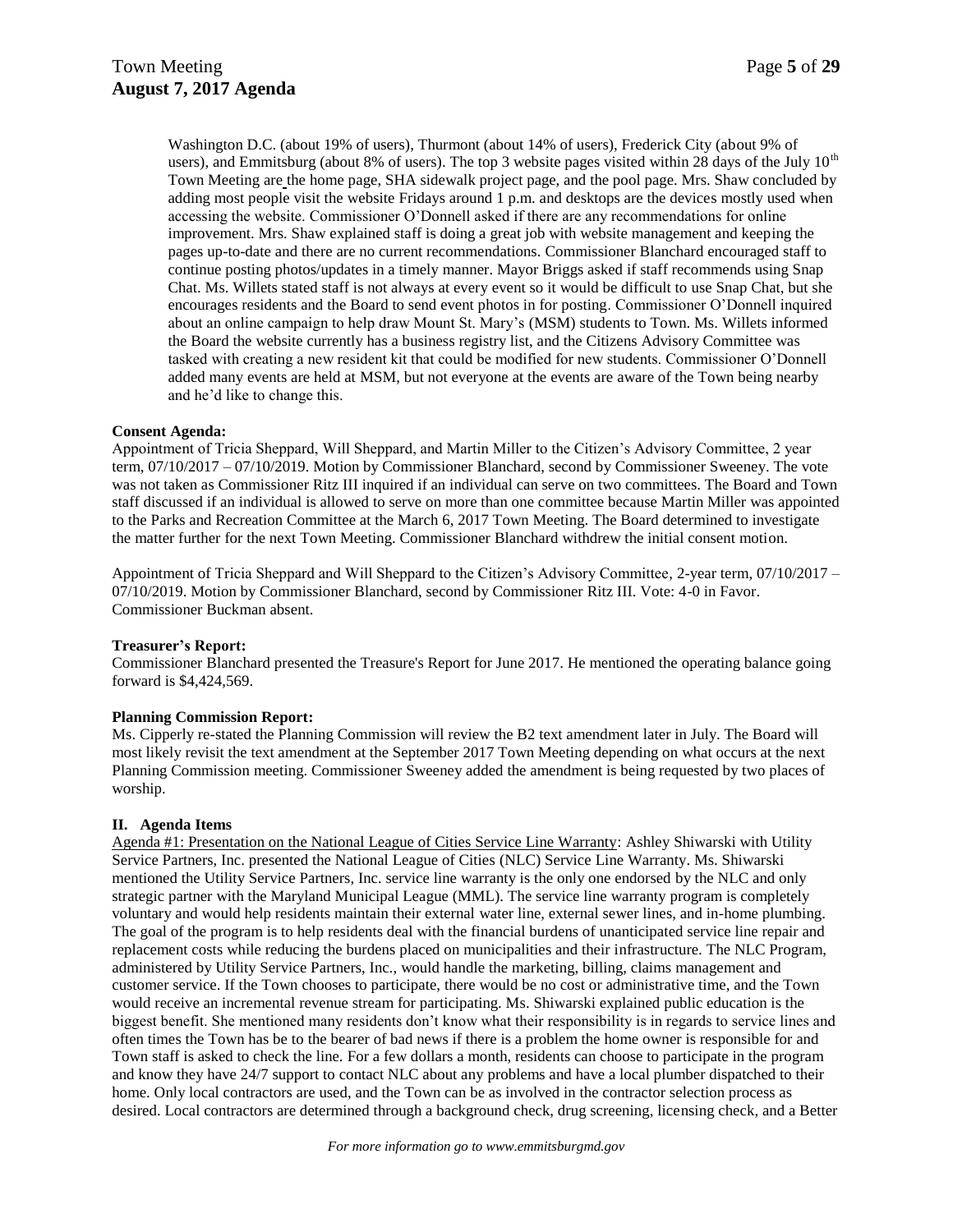Washington D.C. (about 19% of users), Thurmont (about 14% of users), Frederick City (about 9% of users), and Emmitsburg (about 8% of users). The top 3 website pages visited within 28 days of the July 10th Town Meeting are the home page, SHA sidewalk project page, and the pool page. Mrs. Shaw concluded by adding most people visit the website Fridays around 1 p.m. and desktops are the devices mostly used when accessing the website. Commissioner O'Donnell asked if there are any recommendations for online improvement. Mrs. Shaw explained staff is doing a great job with website management and keeping the pages up-to-date and there are no current recommendations. Commissioner Blanchard encouraged staff to continue posting photos/updates in a timely manner. Mayor Briggs asked if staff recommends using Snap Chat. Ms. Willets stated staff is not always at every event so it would be difficult to use Snap Chat, but she encourages residents and the Board to send event photos in for posting. Commissioner O'Donnell inquired about an online campaign to help draw Mount St. Mary's (MSM) students to Town. Ms. Willets informed the Board the website currently has a business registry list, and the Citizens Advisory Committee was tasked with creating a new resident kit that could be modified for new students. Commissioner O'Donnell added many events are held at MSM, but not everyone at the events are aware of the Town being nearby and he'd like to change this.

**Consent Agenda:**

Appointment of Tricia Sheppard, Will Sheppard, and Martin Miller to the Citizen's Advisory Committee, 2 year term, 07/10/2017 – 07/10/2019. Motion by Commissioner Blanchard, second by Commissioner Sweeney. The vote was not taken as Commissioner Ritz III inquired if an individual can serve on two committees. The Board and Town staff discussed if an individual is allowed to serve on more than one committee because Martin Miller was appointed to the Parks and Recreation Committee at the March 6, 2017 Town Meeting. The Board determined to investigate the matter further for the next Town Meeting. Commissioner Blanchard withdrew the initial consent motion.

Appointment of Tricia Sheppard and Will Sheppard to the Citizen's Advisory Committee, 2-year term, 07/10/2017 – 07/10/2019. Motion by Commissioner Blanchard, second by Commissioner Ritz III. Vote: 4-0 in Favor. Commissioner Buckman absent.

**Treasurer's Report:**

Commissioner Blanchard presented the Treasure's Report for June 2017. He mentioned the operating balance going forward is $4,424,569.

**Planning Commission Report:**

Ms. Cipperly re-stated the Planning Commission will review the B2 text amendment later in July. The Board will most likely revisit the text amendment at the September 2017 Town Meeting depending on what occurs at the next Planning Commission meeting. Commissioner Sweeney added the amendment is being requested by two places of worship.

**II. Agenda Items**

Agenda #1: Presentation on the National League of Cities Service Line Warranty: Ashley Shiwarski with Utility Service Partners, Inc. presented the National League of Cities (NLC) Service Line Warranty. Ms. Shiwarski mentioned the Utility Service Partners, Inc. service line warranty is the only one endorsed by the NLC and only strategic partner with the Maryland Municipal League (MML). The service line warranty program is completely voluntary and would help residents maintain their external water line, external sewer lines, and in-home plumbing. The goal of the program is to help residents deal with the financial burdens of unanticipated service line repair and replacement costs while reducing the burdens placed on municipalities and their infrastructure. The NLC Program, administered by Utility Service Partners, Inc., would handle the marketing, billing, claims management and customer service. If the Town chooses to participate, there would be no cost or administrative time, and the Town would receive an incremental revenue stream for participating. Ms. Shiwarski explained public education is the biggest benefit. She mentioned many residents don't know what their responsibility is in regards to service lines and often times the Town has be to the bearer of bad news if there is a problem the home owner is responsible for and Town staff is asked to check the line. For a few dollars a month, residents can choose to participate in the program and know they have 24/7 support to contact NLC about any problems and have a local plumber dispatched to their home. Only local contractors are used, and the Town can be as involved in the contractor selection process as desired. Local contractors are determined through a background check, drug screening, licensing check, and a Better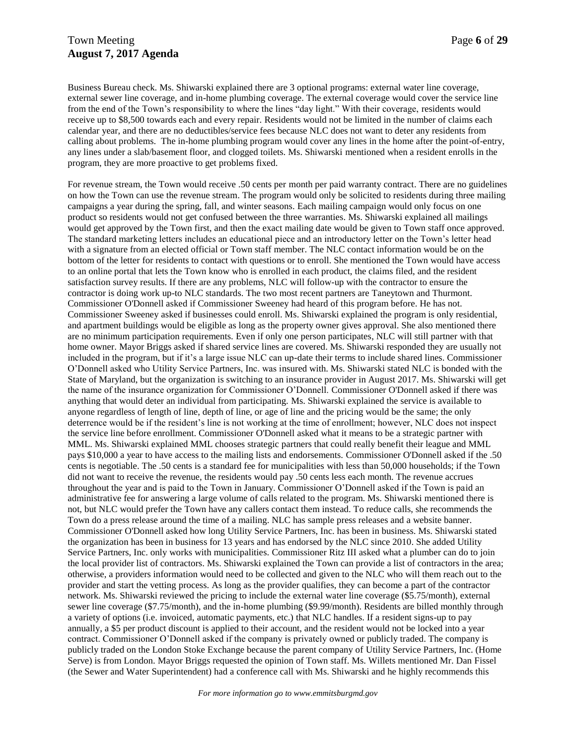Business Bureau check. Ms. Shiwarski explained there are 3 optional programs: external water line coverage, external sewer line coverage, and in-home plumbing coverage. The external coverage would cover the service line from the end of the Town's responsibility to where the lines "day light." With their coverage, residents would receive up to $8,500 towards each and every repair. Residents would not be limited in the number of claims each calendar year, and there are no deductibles/service fees because NLC does not want to deter any residents from calling about problems. The in-home plumbing program would cover any lines in the home after the point-of-entry, any lines under a slab/basement floor, and clogged toilets. Ms. Shiwarski mentioned when a resident enrolls in the program, they are more proactive to get problems fixed.

For revenue stream, the Town would receive .50 cents per month per paid warranty contract. There are no guidelines on how the Town can use the revenue stream. The program would only be solicited to residents during three mailing campaigns a year during the spring, fall, and winter seasons. Each mailing campaign would only focus on one product so residents would not get confused between the three warranties. Ms. Shiwarski explained all mailings would get approved by the Town first, and then the exact mailing date would be given to Town staff once approved. The standard marketing letters includes an educational piece and an introductory letter on the Town's letter head with a signature from an elected official or Town staff member. The NLC contact information would be on the bottom of the letter for residents to contact with questions or to enroll. She mentioned the Town would have access to an online portal that lets the Town know who is enrolled in each product, the claims filed, and the resident satisfaction survey results. If there are any problems, NLC will follow-up with the contractor to ensure the contractor is doing work up-to NLC standards. The two most recent partners are Taneytown and Thurmont. Commissioner O'Donnell asked if Commissioner Sweeney had heard of this program before. He has not. Commissioner Sweeney asked if businesses could enroll. Ms. Shiwarski explained the program is only residential, and apartment buildings would be eligible as long as the property owner gives approval. She also mentioned there are no minimum participation requirements. Even if only one person participates, NLC will still partner with that home owner. Mayor Briggs asked if shared service lines are covered. Ms. Shiwarski responded they are usually not included in the program, but if it's a large issue NLC can up-date their terms to include shared lines. Commissioner O'Donnell asked who Utility Service Partners, Inc. was insured with. Ms. Shiwarski stated NLC is bonded with the State of Maryland, but the organization is switching to an insurance provider in August 2017. Ms. Shiwarski will get the name of the insurance organization for Commissioner O'Donnell. Commissioner O'Donnell asked if there was anything that would deter an individual from participating. Ms. Shiwarski explained the service is available to anyone regardless of length of line, depth of line, or age of line and the pricing would be the same; the only deterrence would be if the resident's line is not working at the time of enrollment; however, NLC does not inspect the service line before enrollment. Commissioner O'Donnell asked what it means to be a strategic partner with MML. Ms. Shiwarski explained MML chooses strategic partners that could really benefit their league and MML pays $10,000 a year to have access to the mailing lists and endorsements. Commissioner O'Donnell asked if the .50 cents is negotiable. The .50 cents is a standard fee for municipalities with less than 50,000 households; if the Town did not want to receive the revenue, the residents would pay .50 cents less each month. The revenue accrues throughout the year and is paid to the Town in January. Commissioner O'Donnell asked if the Town is paid an administrative fee for answering a large volume of calls related to the program. Ms. Shiwarski mentioned there is not, but NLC would prefer the Town have any callers contact them instead. To reduce calls, she recommends the Town do a press release around the time of a mailing. NLC has sample press releases and a website banner. Commissioner O'Donnell asked how long Utility Service Partners, Inc. has been in business. Ms. Shiwarski stated the organization has been in business for 13 years and has endorsed by the NLC since 2010. She added Utility Service Partners, Inc. only works with municipalities. Commissioner Ritz III asked what a plumber can do to join the local provider list of contractors. Ms. Shiwarski explained the Town can provide a list of contractors in the area; otherwise, a providers information would need to be collected and given to the NLC who will them reach out to the provider and start the vetting process. As long as the provider qualifies, they can become a part of the contractor network. Ms. Shiwarski reviewed the pricing to include the external water line coverage ($5.75/month), external sewer line coverage ($7.75/month), and the in-home plumbing ($9.99/month). Residents are billed monthly through a variety of options (i.e. invoiced, automatic payments, etc.) that NLC handles. If a resident signs-up to pay annually, a $5 per product discount is applied to their account, and the resident would not be locked into a year contract. Commissioner O'Donnell asked if the company is privately owned or publicly traded. The company is publicly traded on the London Stoke Exchange because the parent company of Utility Service Partners, Inc. (Home Serve) is from London. Mayor Briggs requested the opinion of Town staff. Ms. Willets mentioned Mr. Dan Fissel (the Sewer and Water Superintendent) had a conference call with Ms. Shiwarski and he highly recommends this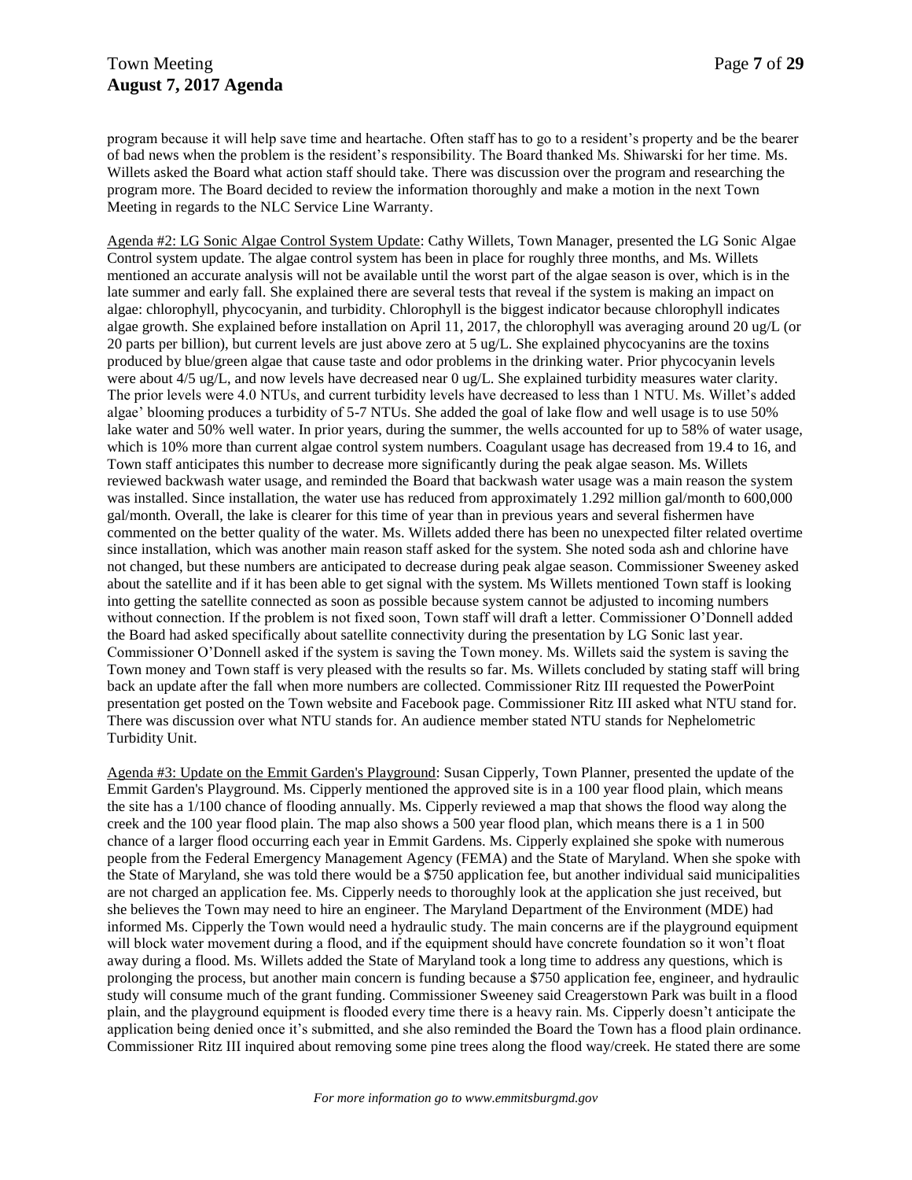program because it will help save time and heartache. Often staff has to go to a resident's property and be the bearer of bad news when the problem is the resident's responsibility. The Board thanked Ms. Shiwarski for her time. Ms. Willets asked the Board what action staff should take. There was discussion over the program and researching the program more. The Board decided to review the information thoroughly and make a motion in the next Town Meeting in regards to the NLC Service Line Warranty.

Agenda #2: LG Sonic Algae Control System Update: Cathy Willets, Town Manager, presented the LG Sonic Algae Control system update. The algae control system has been in place for roughly three months, and Ms. Willets mentioned an accurate analysis will not be available until the worst part of the algae season is over, which is in the late summer and early fall. She explained there are several tests that reveal if the system is making an impact on algae: chlorophyll, phycocyanin, and turbidity. Chlorophyll is the biggest indicator because chlorophyll indicates algae growth. She explained before installation on April 11, 2017, the chlorophyll was averaging around 20 ug/L (or 20 parts per billion), but current levels are just above zero at 5 ug/L. She explained phycocyanins are the toxins produced by blue/green algae that cause taste and odor problems in the drinking water. Prior phycocyanin levels were about 4/5 ug/L, and now levels have decreased near 0 ug/L. She explained turbidity measures water clarity. The prior levels were 4.0 NTUs, and current turbidity levels have decreased to less than 1 NTU. Ms. Willet's added algae' blooming produces a turbidity of 5-7 NTUs. She added the goal of lake flow and well usage is to use 50% lake water and 50% well water. In prior years, during the summer, the wells accounted for up to 58% of water usage, which is 10% more than current algae control system numbers. Coagulant usage has decreased from 19.4 to 16, and Town staff anticipates this number to decrease more significantly during the peak algae season. Ms. Willets reviewed backwash water usage, and reminded the Board that backwash water usage was a main reason the system was installed. Since installation, the water use has reduced from approximately 1.292 million gal/month to 600,000 gal/month. Overall, the lake is clearer for this time of year than in previous years and several fishermen have commented on the better quality of the water. Ms. Willets added there has been no unexpected filter related overtime since installation, which was another main reason staff asked for the system. She noted soda ash and chlorine have not changed, but these numbers are anticipated to decrease during peak algae season. Commissioner Sweeney asked about the satellite and if it has been able to get signal with the system. Ms Willets mentioned Town staff is looking into getting the satellite connected as soon as possible because system cannot be adjusted to incoming numbers without connection. If the problem is not fixed soon, Town staff will draft a letter. Commissioner O'Donnell added the Board had asked specifically about satellite connectivity during the presentation by LG Sonic last year. Commissioner O'Donnell asked if the system is saving the Town money. Ms. Willets said the system is saving the Town money and Town staff is very pleased with the results so far. Ms. Willets concluded by stating staff will bring back an update after the fall when more numbers are collected. Commissioner Ritz III requested the PowerPoint presentation get posted on the Town website and Facebook page. Commissioner Ritz III asked what NTU stand for. There was discussion over what NTU stands for. An audience member stated NTU stands for Nephelometric Turbidity Unit.

Agenda #3: Update on the Emmit Garden's Playground: Susan Cipperly, Town Planner, presented the update of the Emmit Garden's Playground. Ms. Cipperly mentioned the approved site is in a 100 year flood plain, which means the site has a 1/100 chance of flooding annually. Ms. Cipperly reviewed a map that shows the flood way along the creek and the 100 year flood plain. The map also shows a 500 year flood plan, which means there is a 1 in 500 chance of a larger flood occurring each year in Emmit Gardens. Ms. Cipperly explained she spoke with numerous people from the Federal Emergency Management Agency (FEMA) and the State of Maryland. When she spoke with the State of Maryland, she was told there would be a $750 application fee, but another individual said municipalities are not charged an application fee. Ms. Cipperly needs to thoroughly look at the application she just received, but she believes the Town may need to hire an engineer. The Maryland Department of the Environment (MDE) had informed Ms. Cipperly the Town would need a hydraulic study. The main concerns are if the playground equipment will block water movement during a flood, and if the equipment should have concrete foundation so it won't float away during a flood. Ms. Willets added the State of Maryland took a long time to address any questions, which is prolonging the process, but another main concern is funding because a $750 application fee, engineer, and hydraulic study will consume much of the grant funding. Commissioner Sweeney said Creagerstown Park was built in a flood plain, and the playground equipment is flooded every time there is a heavy rain. Ms. Cipperly doesn't anticipate the application being denied once it's submitted, and she also reminded the Board the Town has a flood plain ordinance. Commissioner Ritz III inquired about removing some pine trees along the flood way/creek. He stated there are some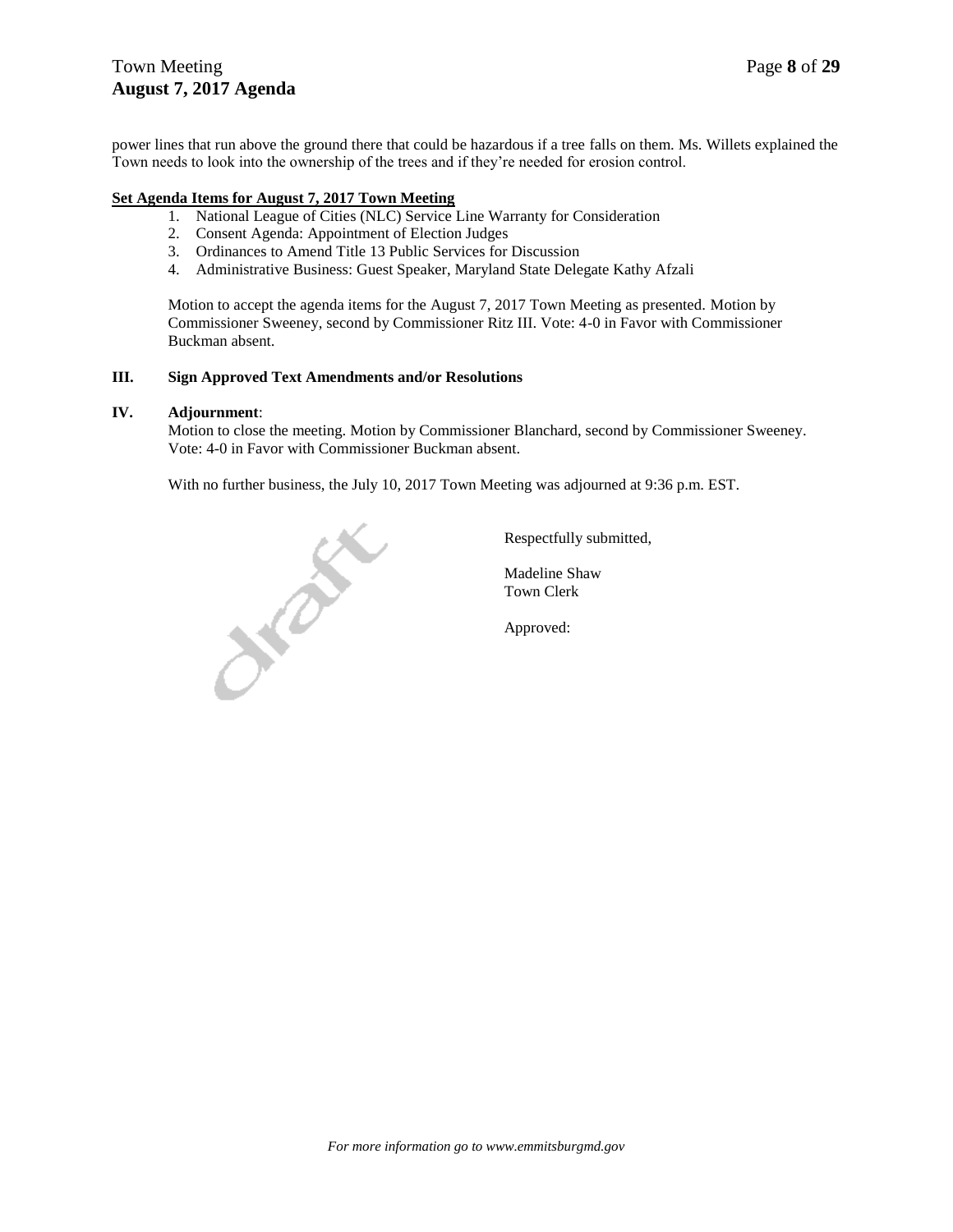power lines that run above the ground there that could be hazardous if a tree falls on them. Ms. Willets explained the Town needs to look into the ownership of the trees and if they're needed for erosion control.

**Set Agenda Items for August 7, 2017 Town Meeting**

1. National League of Cities (NLC) Service Line Warranty for Consideration
2. Consent Agenda: Appointment of Election Judges
3. Ordinances to Amend Title 13 Public Services for Discussion
4. Administrative Business: Guest Speaker, Maryland State Delegate Kathy Afzali

Motion to accept the agenda items for the August 7, 2017 Town Meeting as presented. Motion by Commissioner Sweeney, second by Commissioner Ritz III. Vote: 4-0 in Favor with Commissioner Buckman absent.

## III. Sign Approved Text Amendments and/or Resolutions

## IV. Adjournment:

Motion to close the meeting. Motion by Commissioner Blanchard, second by Commissioner Sweeney. Vote: 4-0 in Favor with Commissioner Buckman absent.

With no further business, the July 10, 2017 Town Meeting was adjourned at 9:36 p.m. EST.

draft

Respectfully submitted,

Madeline Shaw
Town Clerk

Approved:

*For more information go to www.emmitsburgmd.gov*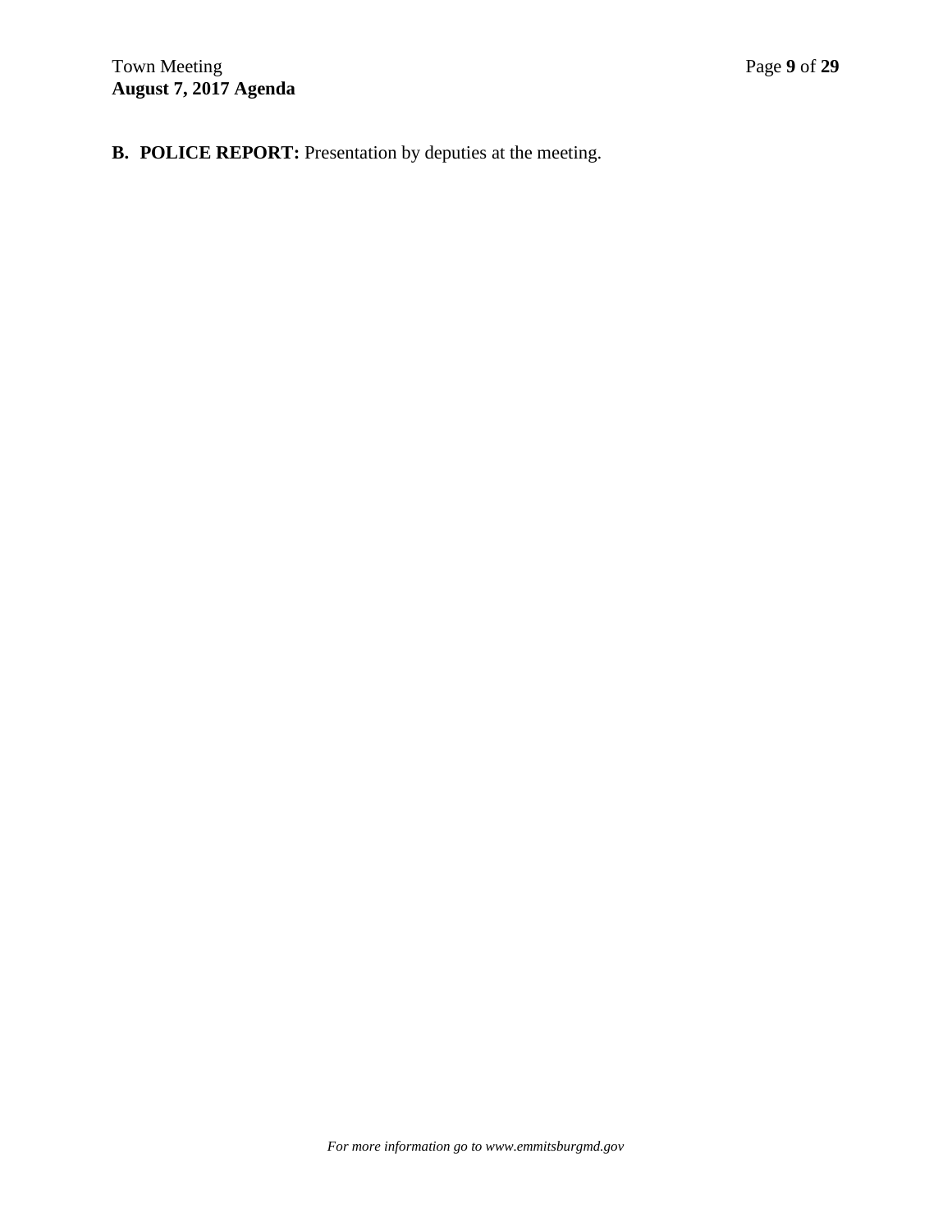**B. POLICE REPORT:** Presentation by deputies at the meeting.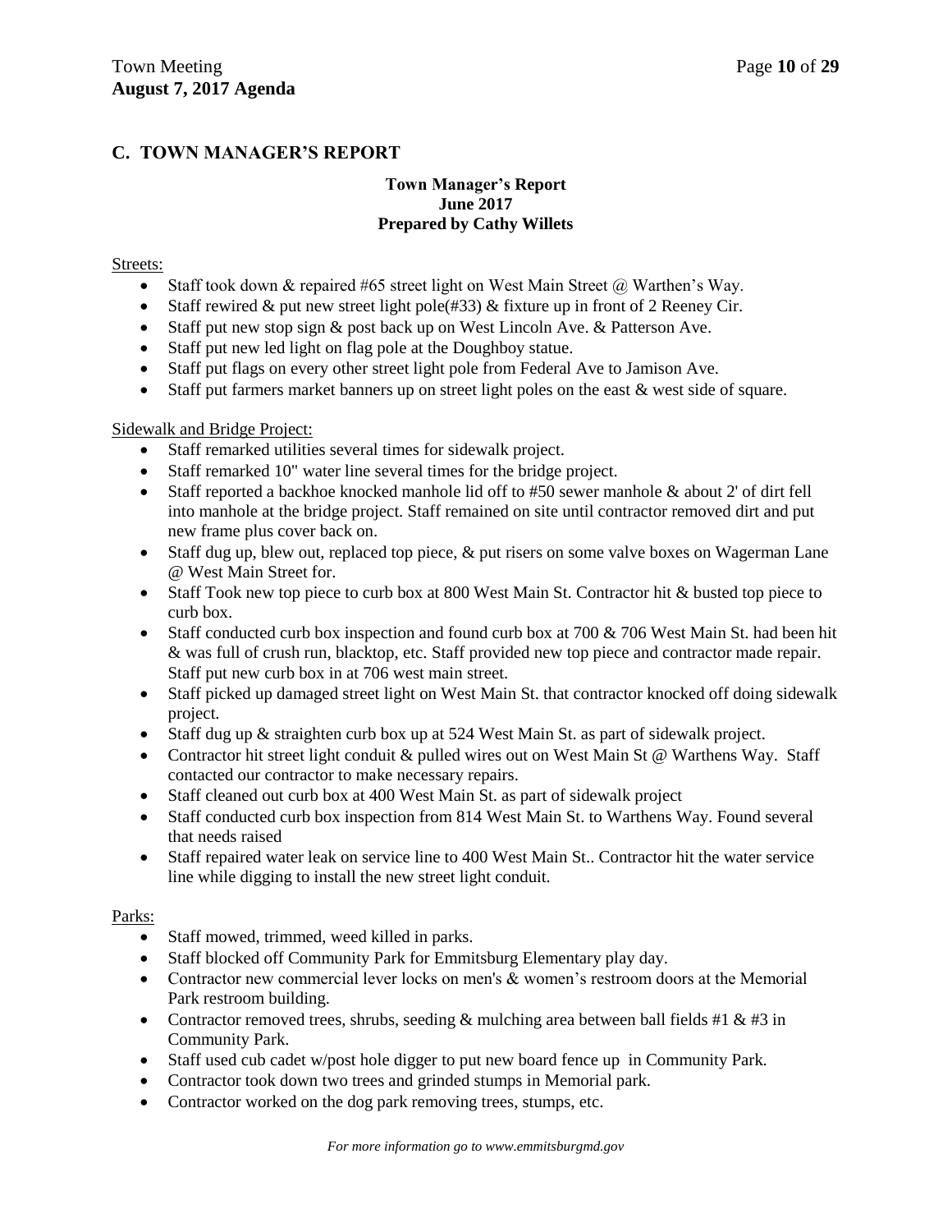## C. TOWN MANAGER'S REPORT

**Town Manager's Report**
**June 2017**
**Prepared by Cathy Willets**

Streets:

- Staff took down & repaired #65 street light on West Main Street @ Warthen's Way.
- Staff rewired & put new street light pole(#33) & fixture up in front of 2 Reeney Cir.
- Staff put new stop sign & post back up on West Lincoln Ave. & Patterson Ave.
- Staff put new led light on flag pole at the Doughboy statue.
- Staff put flags on every other street light pole from Federal Ave to Jamison Ave.
- Staff put farmers market banners up on street light poles on the east & west side of square.

Sidewalk and Bridge Project:

- Staff remarked utilities several times for sidewalk project.
- Staff remarked 10" water line several times for the bridge project.
- Staff reported a backhoe knocked manhole lid off to #50 sewer manhole & about 2' of dirt fell into manhole at the bridge project. Staff remained on site until contractor removed dirt and put new frame plus cover back on.
- Staff dug up, blew out, replaced top piece, & put risers on some valve boxes on Wagerman Lane @ West Main Street for.
- Staff Took new top piece to curb box at 800 West Main St. Contractor hit & busted top piece to curb box.
- Staff conducted curb box inspection and found curb box at 700 & 706 West Main St. had been hit & was full of crush run, blacktop, etc. Staff provided new top piece and contractor made repair. Staff put new curb box in at 706 west main street.
- Staff picked up damaged street light on West Main St. that contractor knocked off doing sidewalk project.
- Staff dug up & straighten curb box up at 524 West Main St. as part of sidewalk project.
- Contractor hit street light conduit & pulled wires out on West Main St @ Warthens Way. Staff contacted our contractor to make necessary repairs.
- Staff cleaned out curb box at 400 West Main St. as part of sidewalk project
- Staff conducted curb box inspection from 814 West Main St. to Warthens Way. Found several that needs raised
- Staff repaired water leak on service line to 400 West Main St.. Contractor hit the water service line while digging to install the new street light conduit.

Parks:

- Staff mowed, trimmed, weed killed in parks.
- Staff blocked off Community Park for Emmitsburg Elementary play day.
- Contractor new commercial lever locks on men's & women's restroom doors at the Memorial Park restroom building.
- Contractor removed trees, shrubs, seeding & mulching area between ball fields #1 & #3 in Community Park.
- Staff used cub cadet w/post hole digger to put new board fence up in Community Park.
- Contractor took down two trees and grinded stumps in Memorial park.
- Contractor worked on the dog park removing trees, stumps, etc.

*For more information go to www.emmitsburgmd.gov*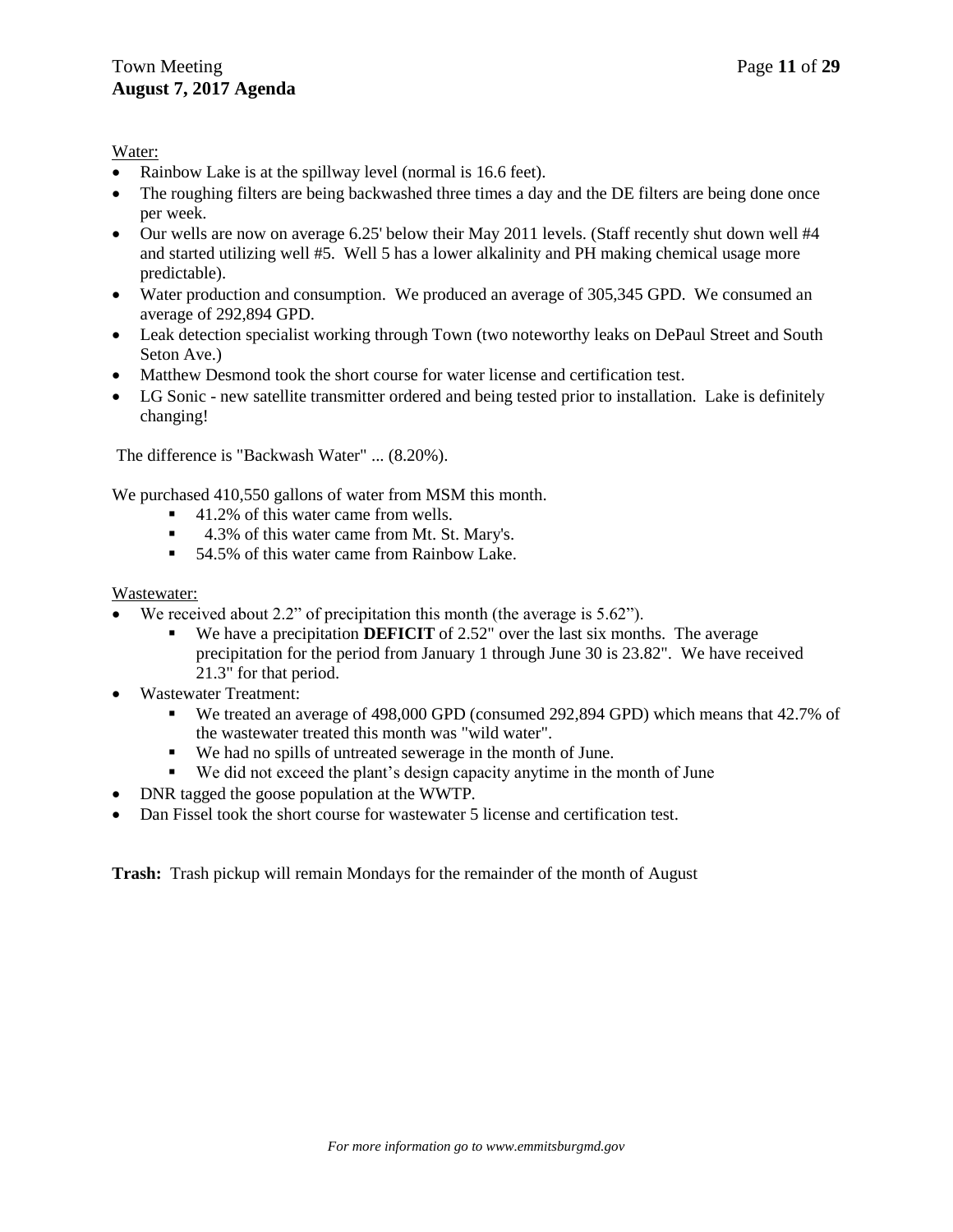Water:

- Rainbow Lake is at the spillway level (normal is 16.6 feet).
- The roughing filters are being backwashed three times a day and the DE filters are being done once per week.
- Our wells are now on average 6.25' below their May 2011 levels. (Staff recently shut down well #4 and started utilizing well #5. Well 5 has a lower alkalinity and PH making chemical usage more predictable).
- Water production and consumption. We produced an average of 305,345 GPD. We consumed an average of 292,894 GPD.
- Leak detection specialist working through Town (two noteworthy leaks on DePaul Street and South Seton Ave.)
- Matthew Desmond took the short course for water license and certification test.
- LG Sonic - new satellite transmitter ordered and being tested prior to installation. Lake is definitely changing!

The difference is "Backwash Water" ... (8.20%).

We purchased 410,550 gallons of water from MSM this month.

- 41.2% of this water came from wells.
- 4.3% of this water came from Mt. St. Mary's.
- 54.5% of this water came from Rainbow Lake.

Wastewater:

- We received about 2.2" of precipitation this month (the average is 5.62").
  - We have a precipitation **DEFICIT** of 2.52" over the last six months. The average precipitation for the period from January 1 through June 30 is 23.82". We have received 21.3" for that period.
- Wastewater Treatment:
  - We treated an average of 498,000 GPD (consumed 292,894 GPD) which means that 42.7% of the wastewater treated this month was "wild water".
  - We had no spills of untreated sewerage in the month of June.
  - We did not exceed the plant's design capacity anytime in the month of June
- DNR tagged the goose population at the WWTP.
- Dan Fissel took the short course for wastewater 5 license and certification test.

**Trash:** Trash pickup will remain Mondays for the remainder of the month of August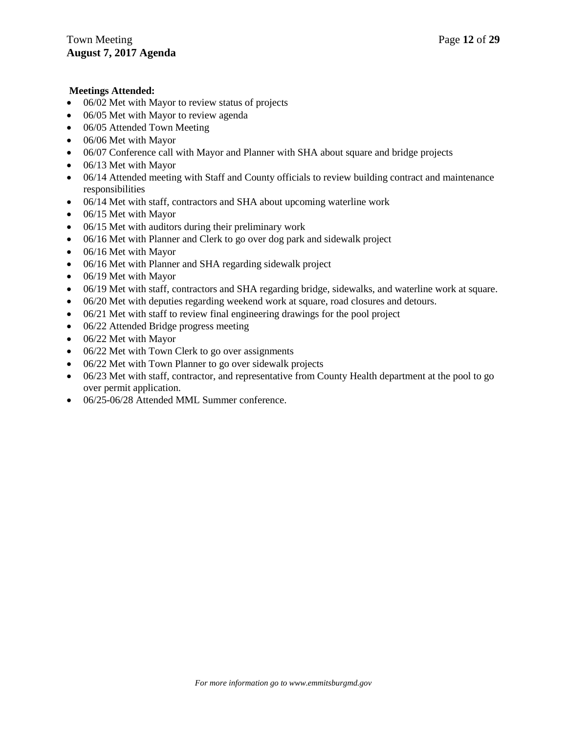**Meetings Attended:**

- 06/02 Met with Mayor to review status of projects
- 06/05 Met with Mayor to review agenda
- 06/05 Attended Town Meeting
- 06/06 Met with Mayor
- 06/07 Conference call with Mayor and Planner with SHA about square and bridge projects
- 06/13 Met with Mayor
- 06/14 Attended meeting with Staff and County officials to review building contract and maintenance responsibilities
- 06/14 Met with staff, contractors and SHA about upcoming waterline work
- 06/15 Met with Mayor
- 06/15 Met with auditors during their preliminary work
- 06/16 Met with Planner and Clerk to go over dog park and sidewalk project
- 06/16 Met with Mayor
- 06/16 Met with Planner and SHA regarding sidewalk project
- 06/19 Met with Mayor
- 06/19 Met with staff, contractors and SHA regarding bridge, sidewalks, and waterline work at square.
- 06/20 Met with deputies regarding weekend work at square, road closures and detours.
- 06/21 Met with staff to review final engineering drawings for the pool project
- 06/22 Attended Bridge progress meeting
- 06/22 Met with Mayor
- 06/22 Met with Town Clerk to go over assignments
- 06/22 Met with Town Planner to go over sidewalk projects
- 06/23 Met with staff, contractor, and representative from County Health department at the pool to go over permit application.
- 06/25-06/28 Attended MML Summer conference.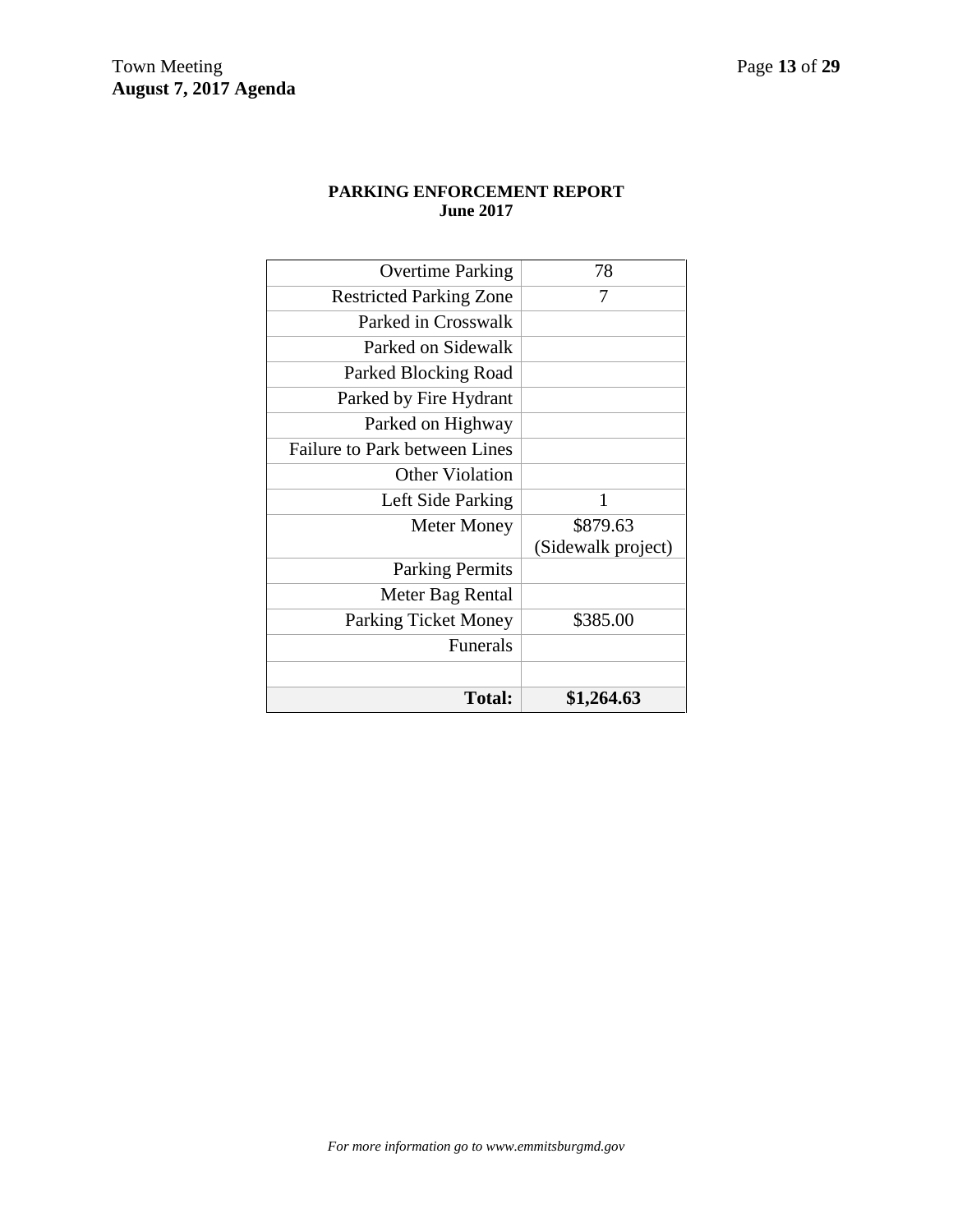**PARKING ENFORCEMENT REPORT**
**June 2017**

| | |
|---|---|
| Overtime Parking | 78 |
| Restricted Parking Zone | 7 |
| Parked in Crosswalk | |
| Parked on Sidewalk | |
| Parked Blocking Road | |
| Parked by Fire Hydrant | |
| Parked on Highway | |
| Failure to Park between Lines | |
| Other Violation | |
| Left Side Parking | 1 |
| Meter Money | \$879.63 (Sidewalk project) |
| Parking Permits | |
| Meter Bag Rental | |
| Parking Ticket Money | \$385.00 |
| Funerals | |
| | |
| **Total:** | **\$1,264.63** |

*For more information go to www.emmitsburgmd.gov*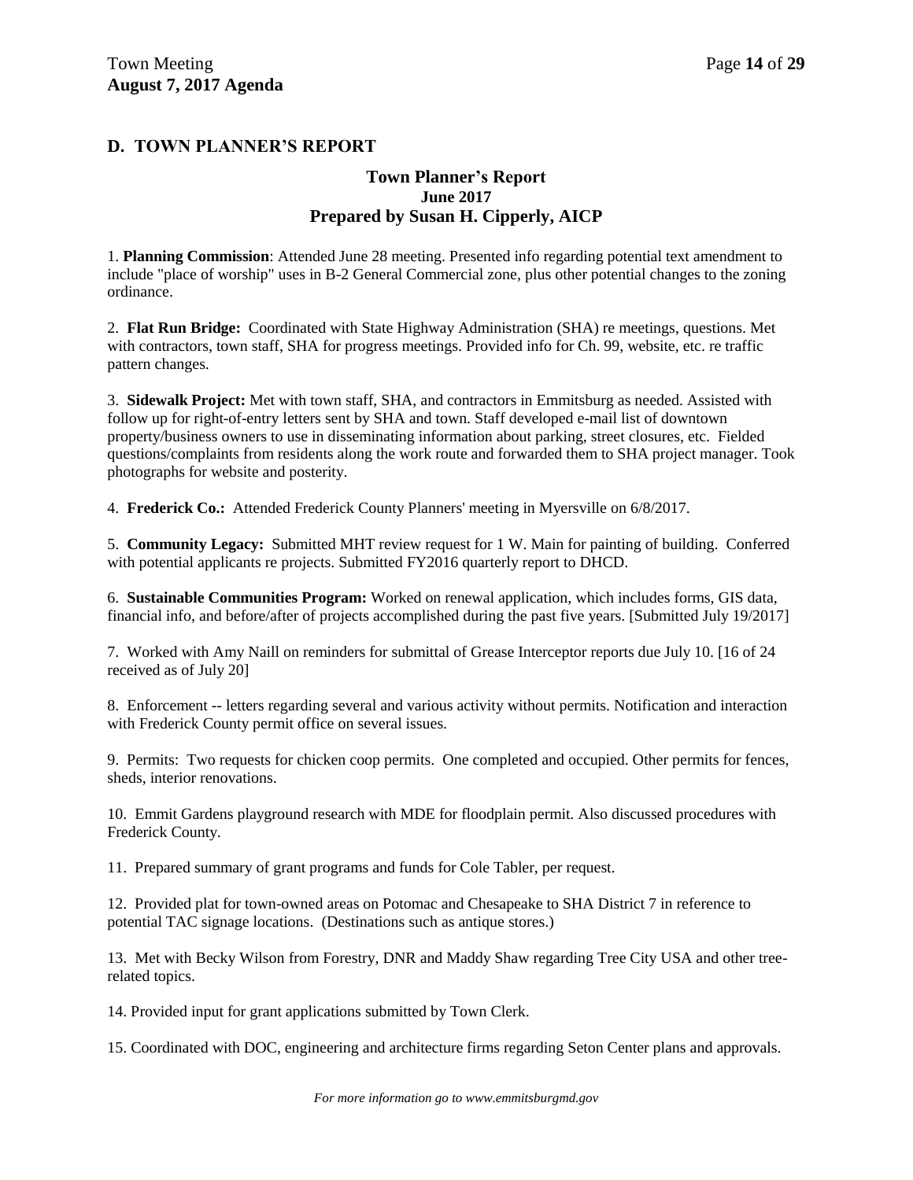## D. TOWN PLANNER'S REPORT

### Town Planner's Report
### June 2017
### Prepared by Susan H. Cipperly, AICP

1. **Planning Commission**: Attended June 28 meeting. Presented info regarding potential text amendment to include "place of worship" uses in B-2 General Commercial zone, plus other potential changes to the zoning ordinance.

2. **Flat Run Bridge:** Coordinated with State Highway Administration (SHA) re meetings, questions. Met with contractors, town staff, SHA for progress meetings. Provided info for Ch. 99, website, etc. re traffic pattern changes.

3. **Sidewalk Project:** Met with town staff, SHA, and contractors in Emmitsburg as needed. Assisted with follow up for right-of-entry letters sent by SHA and town. Staff developed e-mail list of downtown property/business owners to use in disseminating information about parking, street closures, etc. Fielded questions/complaints from residents along the work route and forwarded them to SHA project manager. Took photographs for website and posterity.

4. **Frederick Co.:** Attended Frederick County Planners' meeting in Myersville on 6/8/2017.

5. **Community Legacy:** Submitted MHT review request for 1 W. Main for painting of building. Conferred with potential applicants re projects. Submitted FY2016 quarterly report to DHCD.

6. **Sustainable Communities Program:** Worked on renewal application, which includes forms, GIS data, financial info, and before/after of projects accomplished during the past five years. [Submitted July 19/2017]

7. Worked with Amy Naill on reminders for submittal of Grease Interceptor reports due July 10. [16 of 24 received as of July 20]

8. Enforcement -- letters regarding several and various activity without permits. Notification and interaction with Frederick County permit office on several issues.

9. Permits: Two requests for chicken coop permits. One completed and occupied. Other permits for fences, sheds, interior renovations.

10. Emmit Gardens playground research with MDE for floodplain permit. Also discussed procedures with Frederick County.

11. Prepared summary of grant programs and funds for Cole Tabler, per request.

12. Provided plat for town-owned areas on Potomac and Chesapeake to SHA District 7 in reference to potential TAC signage locations. (Destinations such as antique stores.)

13. Met with Becky Wilson from Forestry, DNR and Maddy Shaw regarding Tree City USA and other tree-related topics.

14. Provided input for grant applications submitted by Town Clerk.

15. Coordinated with DOC, engineering and architecture firms regarding Seton Center plans and approvals.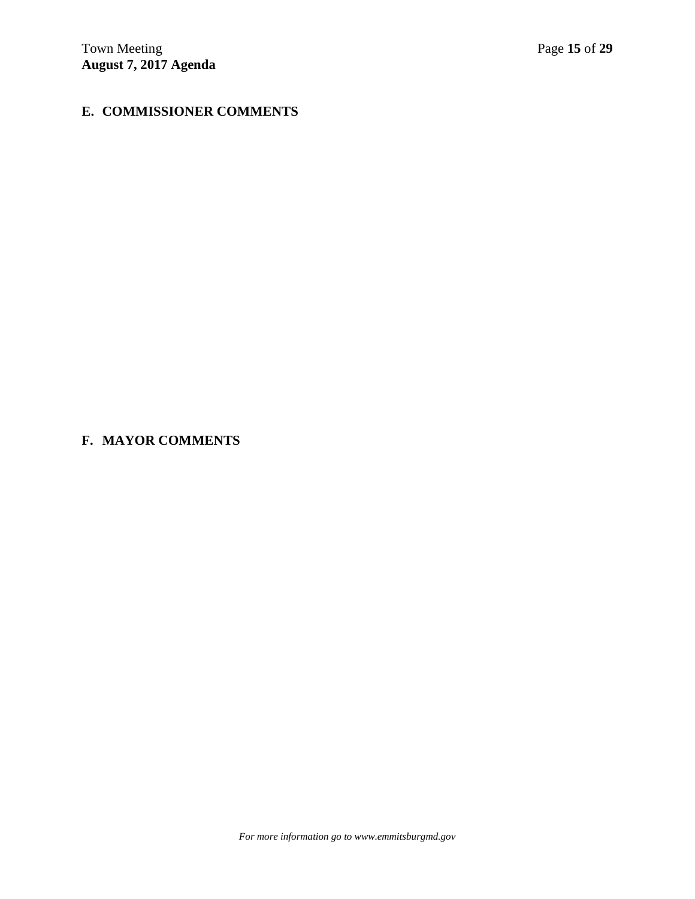## E. COMMISSIONER COMMENTS

## F. MAYOR COMMENTS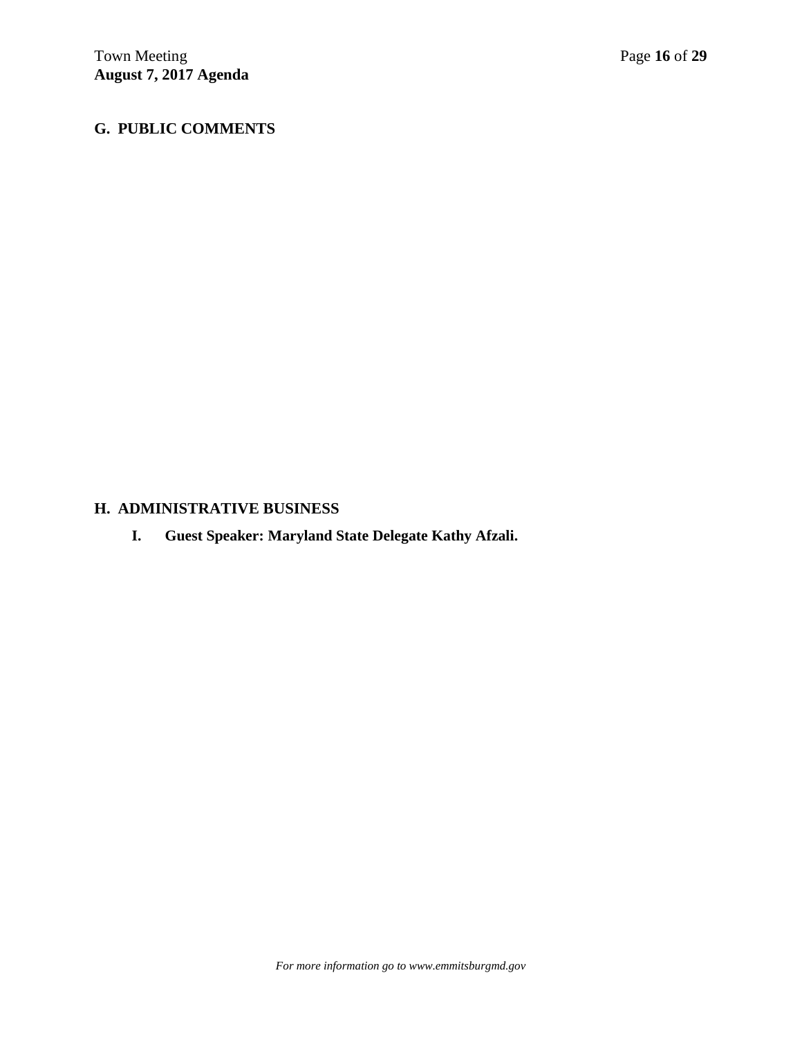## G. PUBLIC COMMENTS

## H. ADMINISTRATIVE BUSINESS

**I. Guest Speaker: Maryland State Delegate Kathy Afzali.**

*For more information go to www.emmitsburgmd.gov*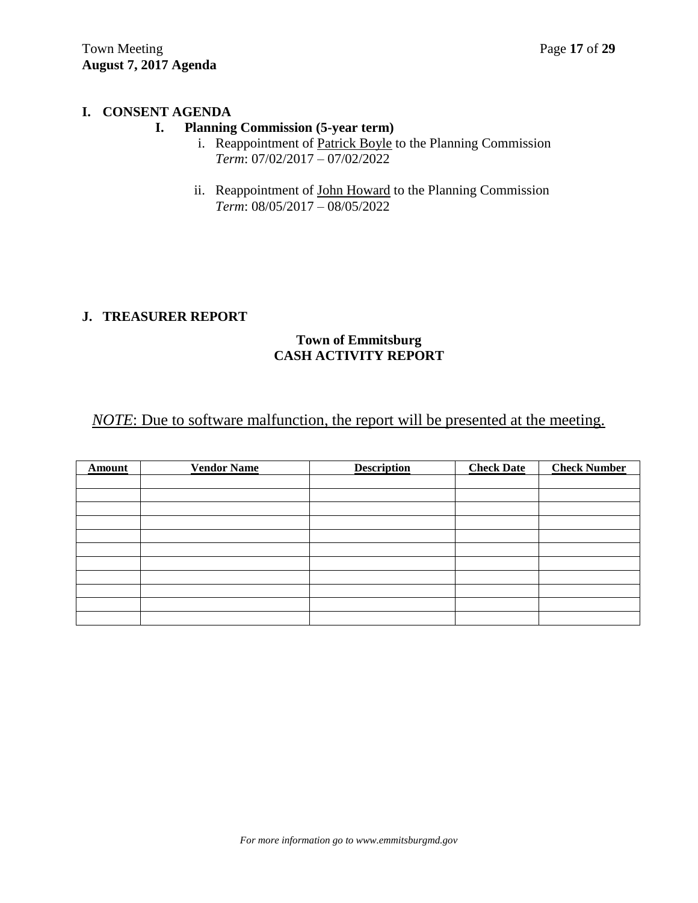## I. CONSENT AGENDA

### I. Planning Commission (5-year term)

i. Reappointment of Patrick Boyle to the Planning Commission
*Term*: 07/02/2017 – 07/02/2022

ii. Reappointment of John Howard to the Planning Commission
*Term*: 08/05/2017 – 08/05/2022

## J. TREASURER REPORT

**Town of Emmitsburg**
**CASH ACTIVITY REPORT**

*NOTE*: Due to software malfunction, the report will be presented at the meeting.

| Amount | Vendor Name | Description | Check Date | Check Number |
|---|---|---|---|---|
| | | | | |
| | | | | |
| | | | | |
| | | | | |
| | | | | |
| | | | | |
| | | | | |
| | | | | |
| | | | | |
| | | | | |
| | | | | |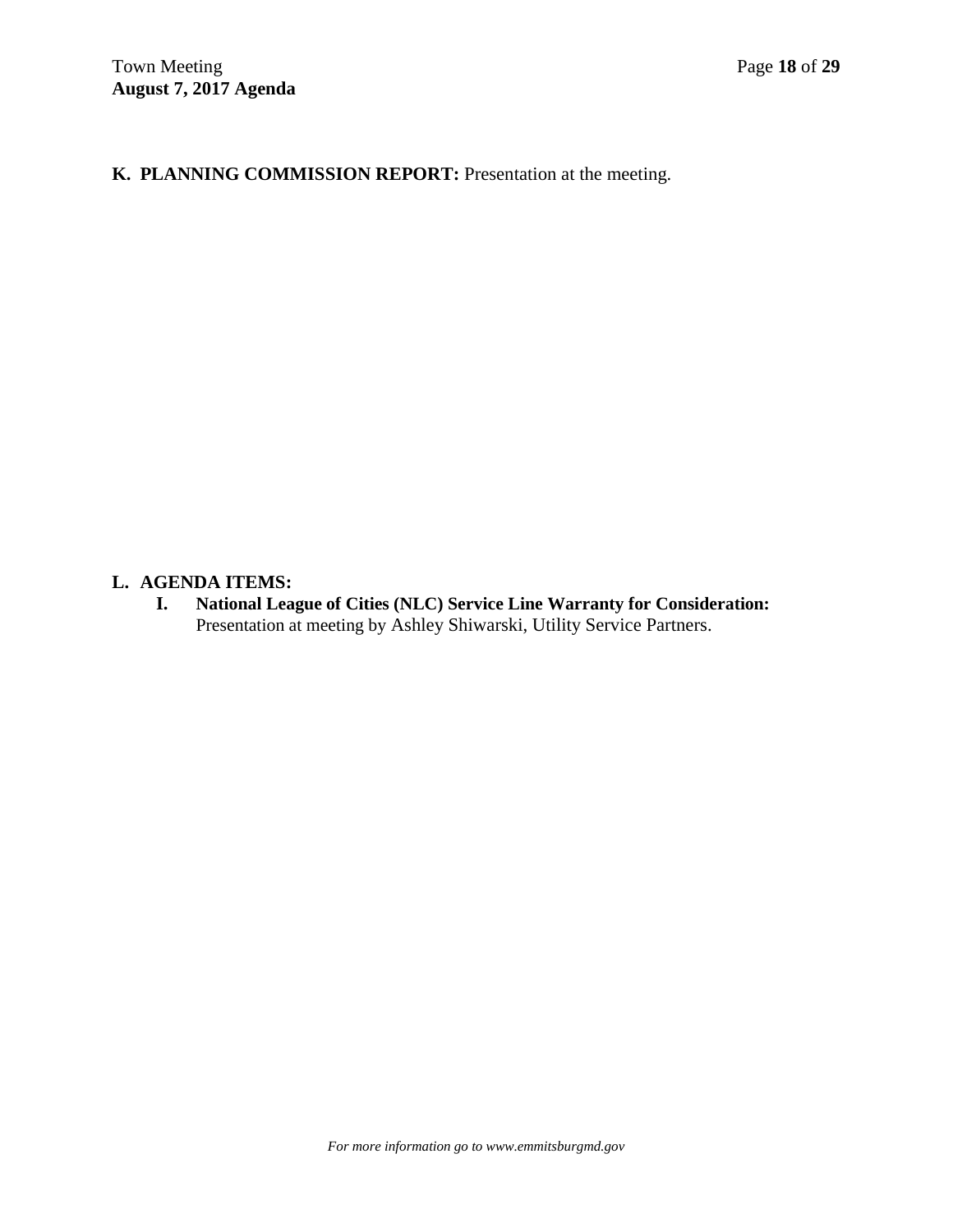**K. PLANNING COMMISSION REPORT:** Presentation at the meeting.

**L. AGENDA ITEMS:**

**I. National League of Cities (NLC) Service Line Warranty for Consideration:** Presentation at meeting by Ashley Shiwarski, Utility Service Partners.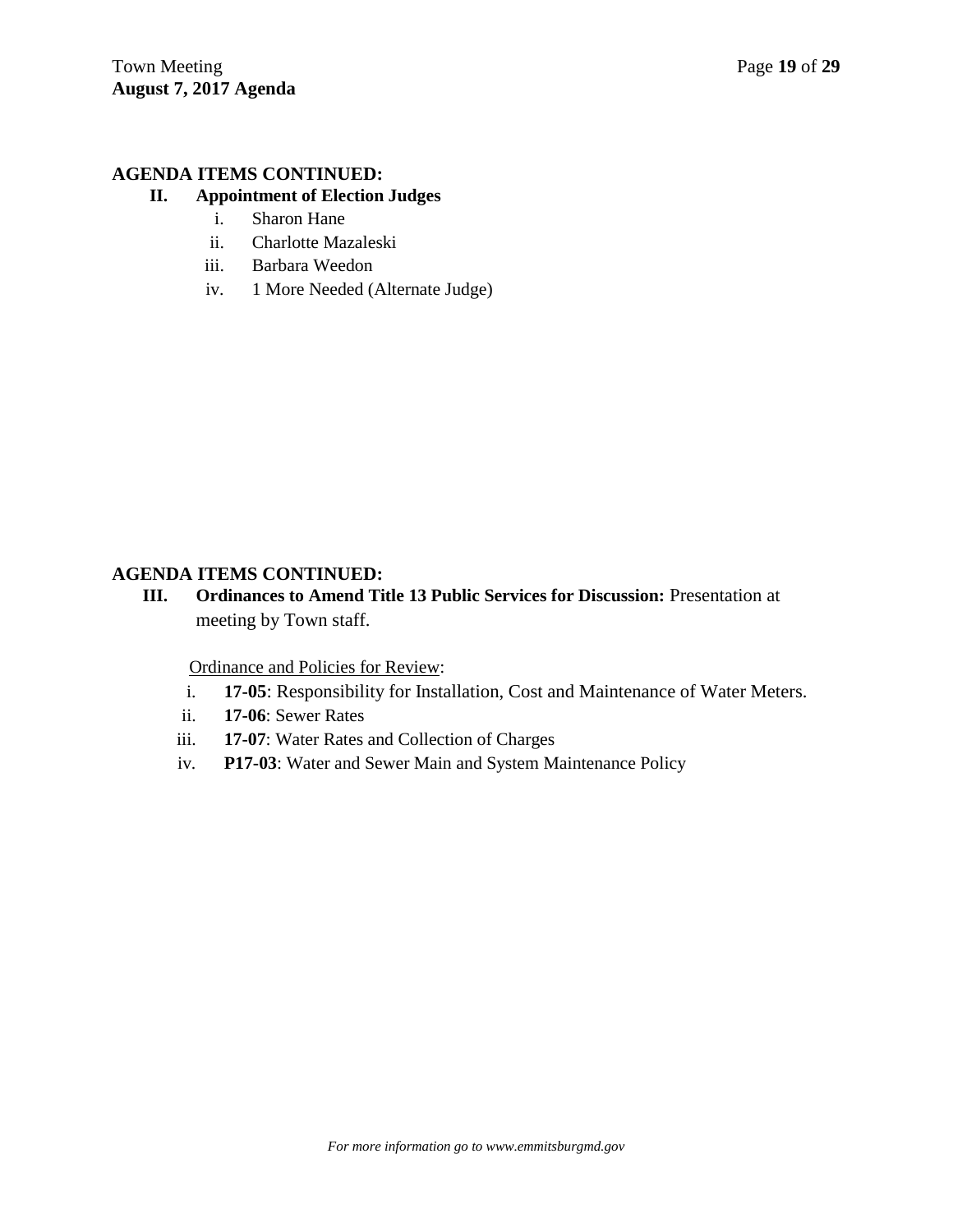## AGENDA ITEMS CONTINUED:

**II. Appointment of Election Judges**

i. Sharon Hane
ii. Charlotte Mazaleski
iii. Barbara Weedon
iv. 1 More Needed (Alternate Judge)

## AGENDA ITEMS CONTINUED:

**III. Ordinances to Amend Title 13 Public Services for Discussion:** Presentation at meeting by Town staff.

Ordinance and Policies for Review:

i. **17-05**: Responsibility for Installation, Cost and Maintenance of Water Meters.
ii. **17-06**: Sewer Rates
iii. **17-07**: Water Rates and Collection of Charges
iv. **P17-03**: Water and Sewer Main and System Maintenance Policy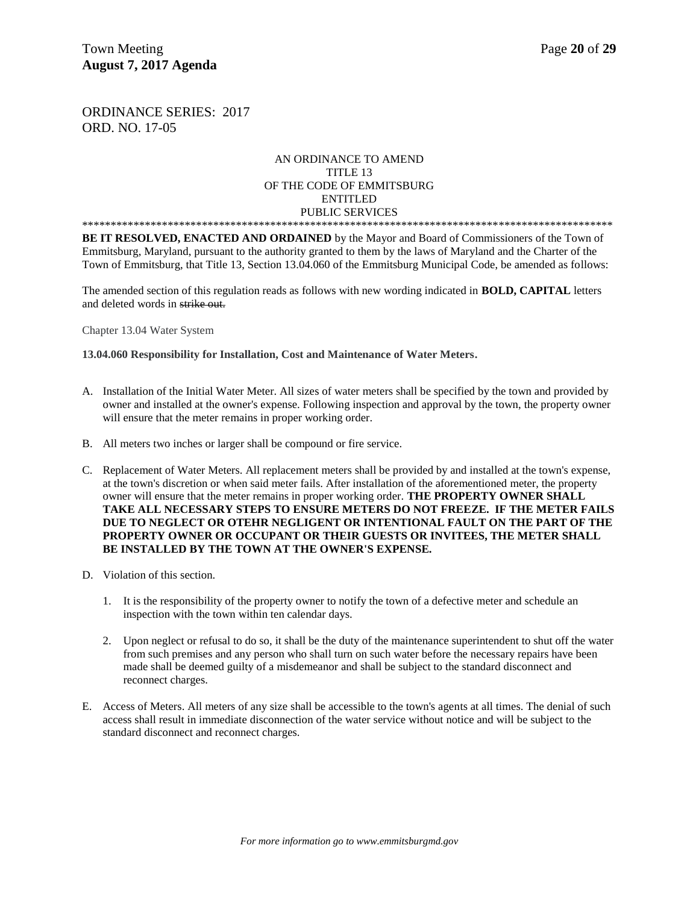ORDINANCE SERIES: 2017
ORD. NO. 17-05

AN ORDINANCE TO AMEND
TITLE 13
OF THE CODE OF EMMITSBURG
ENTITLED
PUBLIC SERVICES

**************************************************************************************************

**BE IT RESOLVED, ENACTED AND ORDAINED** by the Mayor and Board of Commissioners of the Town of Emmitsburg, Maryland, pursuant to the authority granted to them by the laws of Maryland and the Charter of the Town of Emmitsburg, that Title 13, Section 13.04.060 of the Emmitsburg Municipal Code, be amended as follows:

The amended section of this regulation reads as follows with new wording indicated in **BOLD, CAPITAL** letters and deleted words in ~~strike out.~~

Chapter 13.04 Water System

**13.04.060 Responsibility for Installation, Cost and Maintenance of Water Meters.**

A. Installation of the Initial Water Meter. All sizes of water meters shall be specified by the town and provided by owner and installed at the owner's expense. Following inspection and approval by the town, the property owner will ensure that the meter remains in proper working order.

B. All meters two inches or larger shall be compound or fire service.

C. Replacement of Water Meters. All replacement meters shall be provided by and installed at the town's expense, at the town's discretion or when said meter fails. After installation of the aforementioned meter, the property owner will ensure that the meter remains in proper working order. **THE PROPERTY OWNER SHALL TAKE ALL NECESSARY STEPS TO ENSURE METERS DO NOT FREEZE. IF THE METER FAILS DUE TO NEGLECT OR OTEHR NEGLIGENT OR INTENTIONAL FAULT ON THE PART OF THE PROPERTY OWNER OR OCCUPANT OR THEIR GUESTS OR INVITEES, THE METER SHALL BE INSTALLED BY THE TOWN AT THE OWNER'S EXPENSE.**

D. Violation of this section.

   1. It is the responsibility of the property owner to notify the town of a defective meter and schedule an inspection with the town within ten calendar days.

   2. Upon neglect or refusal to do so, it shall be the duty of the maintenance superintendent to shut off the water from such premises and any person who shall turn on such water before the necessary repairs have been made shall be deemed guilty of a misdemeanor and shall be subject to the standard disconnect and reconnect charges.

E. Access of Meters. All meters of any size shall be accessible to the town's agents at all times. The denial of such access shall result in immediate disconnection of the water service without notice and will be subject to the standard disconnect and reconnect charges.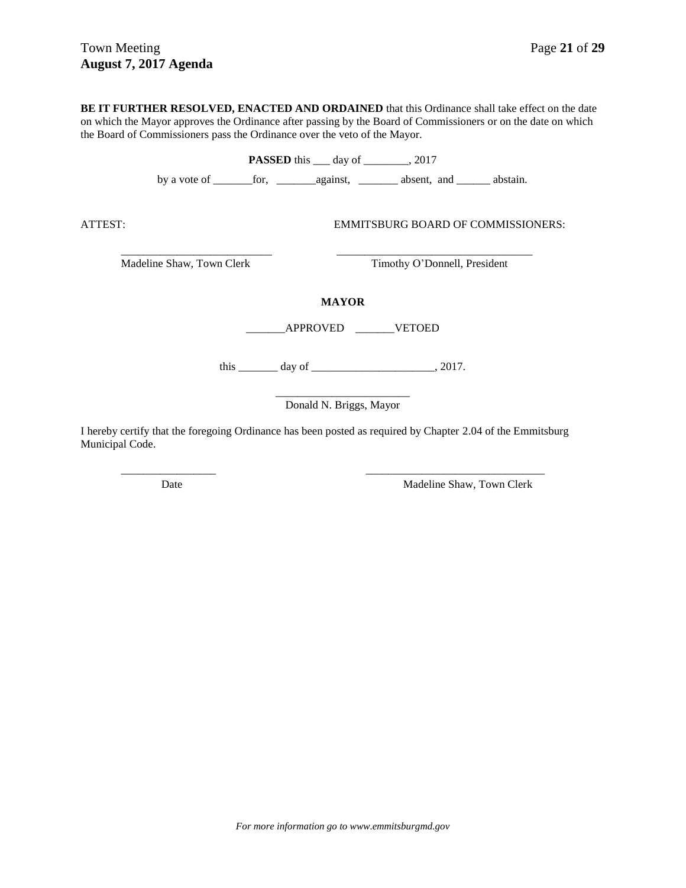**BE IT FURTHER RESOLVED, ENACTED AND ORDAINED** that this Ordinance shall take effect on the date on which the Mayor approves the Ordinance after passing by the Board of Commissioners or on the date on which the Board of Commissioners pass the Ordinance over the veto of the Mayor.

**PASSED** this ___ day of ________, 2017

by a vote of _______for, _______against, _______ absent, and ______ abstain.

ATTEST: EMMITSBURG BOARD OF COMMISSIONERS:

___________________________
Madeline Shaw, Town Clerk

___________________________________
Timothy O'Donnell, President

**MAYOR**

_______APPROVED _______VETOED

this _______ day of ______________________, 2017.

________________________
Donald N. Briggs, Mayor

I hereby certify that the foregoing Ordinance has been posted as required by Chapter 2.04 of the Emmitsburg Municipal Code.

_________________
Date

________________________________
Madeline Shaw, Town Clerk

*For more information go to www.emmitsburgmd.gov*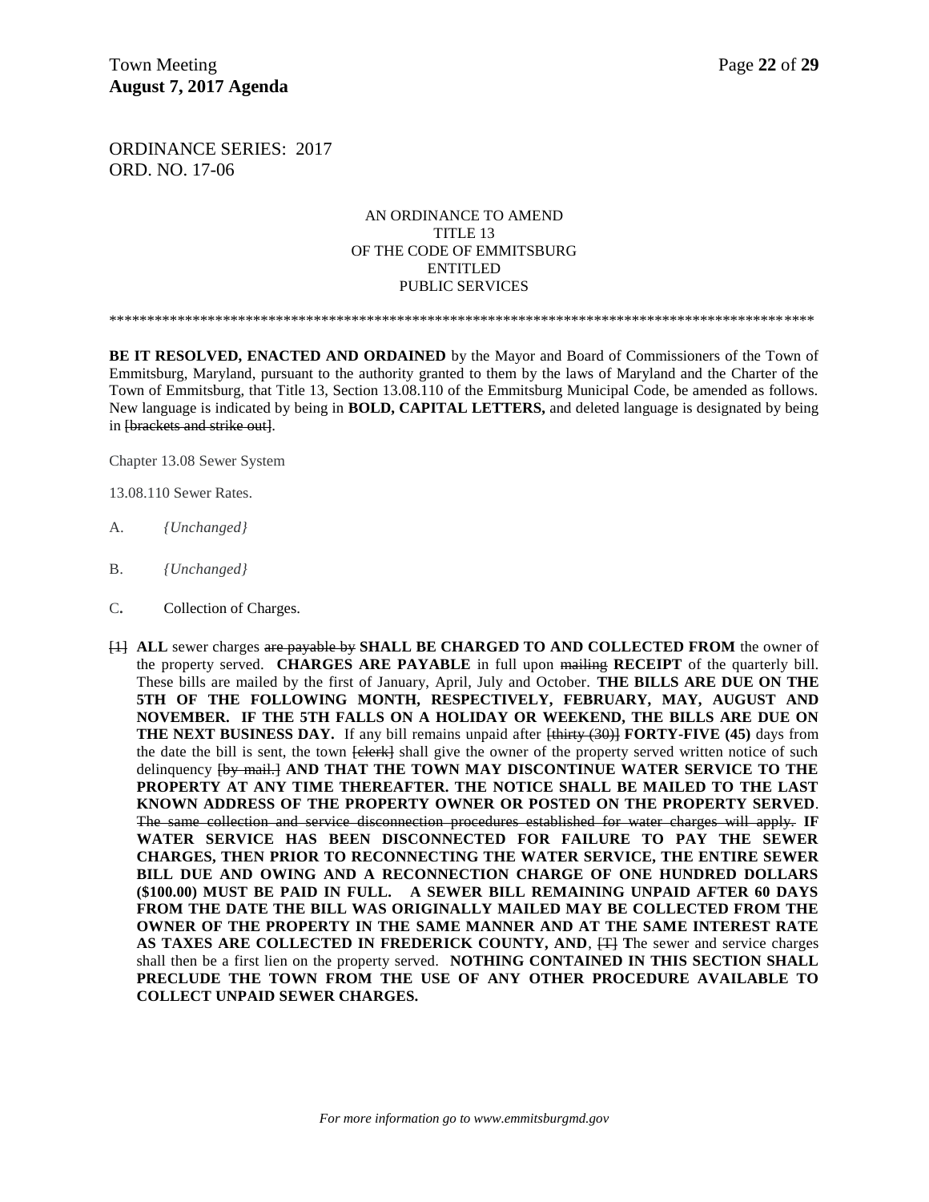ORDINANCE SERIES: 2017
ORD. NO. 17-06

AN ORDINANCE TO AMEND
TITLE 13
OF THE CODE OF EMMITSBURG
ENTITLED
PUBLIC SERVICES

\*\*\*\*\*\*\*\*\*\*\*\*\*\*\*\*\*\*\*\*\*\*\*\*\*\*\*\*\*\*\*\*\*\*\*\*\*\*\*\*\*\*\*\*\*\*\*\*\*\*\*\*\*\*\*\*\*\*\*\*\*\*\*\*\*\*\*\*\*\*\*\*\*\*\*\*\*\*\*\*\*\*\*\*\*\*\*\*\*\*\*

**BE IT RESOLVED, ENACTED AND ORDAINED** by the Mayor and Board of Commissioners of the Town of Emmitsburg, Maryland, pursuant to the authority granted to them by the laws of Maryland and the Charter of the Town of Emmitsburg, that Title 13, Section 13.08.110 of the Emmitsburg Municipal Code, be amended as follows. New language is indicated by being in **BOLD, CAPITAL LETTERS,** and deleted language is designated by being in ~~[brackets and strike out]~~.

Chapter 13.08 Sewer System

13.08.110 Sewer Rates.

A. *{Unchanged}*

B. *{Unchanged}*

C. Collection of Charges.

~~[1]~~ **ALL** sewer charges ~~are payable by~~ **SHALL BE CHARGED TO AND COLLECTED FROM** the owner of the property served. **CHARGES ARE PAYABLE** in full upon ~~mailing~~ **RECEIPT** of the quarterly bill. These bills are mailed by the first of January, April, July and October. **THE BILLS ARE DUE ON THE 5TH OF THE FOLLOWING MONTH, RESPECTIVELY, FEBRUARY, MAY, AUGUST AND NOVEMBER. IF THE 5TH FALLS ON A HOLIDAY OR WEEKEND, THE BILLS ARE DUE ON THE NEXT BUSINESS DAY.** If any bill remains unpaid after ~~[thirty (30)]~~ **FORTY-FIVE (45)** days from the date the bill is sent, the town ~~[clerk]~~ shall give the owner of the property served written notice of such delinquency ~~[by mail.]~~ **AND THAT THE TOWN MAY DISCONTINUE WATER SERVICE TO THE PROPERTY AT ANY TIME THEREAFTER. THE NOTICE SHALL BE MAILED TO THE LAST KNOWN ADDRESS OF THE PROPERTY OWNER OR POSTED ON THE PROPERTY SERVED**. ~~The same collection and service disconnection procedures established for water charges will apply.~~ **IF WATER SERVICE HAS BEEN DISCONNECTED FOR FAILURE TO PAY THE SEWER CHARGES, THEN PRIOR TO RECONNECTING THE WATER SERVICE, THE ENTIRE SEWER BILL DUE AND OWING AND A RECONNECTION CHARGE OF ONE HUNDRED DOLLARS ($100.00) MUST BE PAID IN FULL. A SEWER BILL REMAINING UNPAID AFTER 60 DAYS FROM THE DATE THE BILL WAS ORIGINALLY MAILED MAY BE COLLECTED FROM THE OWNER OF THE PROPERTY IN THE SAME MANNER AND AT THE SAME INTEREST RATE AS TAXES ARE COLLECTED IN FREDERICK COUNTY, AND**, ~~[T]~~ **T**he sewer and service charges shall then be a first lien on the property served. **NOTHING CONTAINED IN THIS SECTION SHALL PRECLUDE THE TOWN FROM THE USE OF ANY OTHER PROCEDURE AVAILABLE TO COLLECT UNPAID SEWER CHARGES.**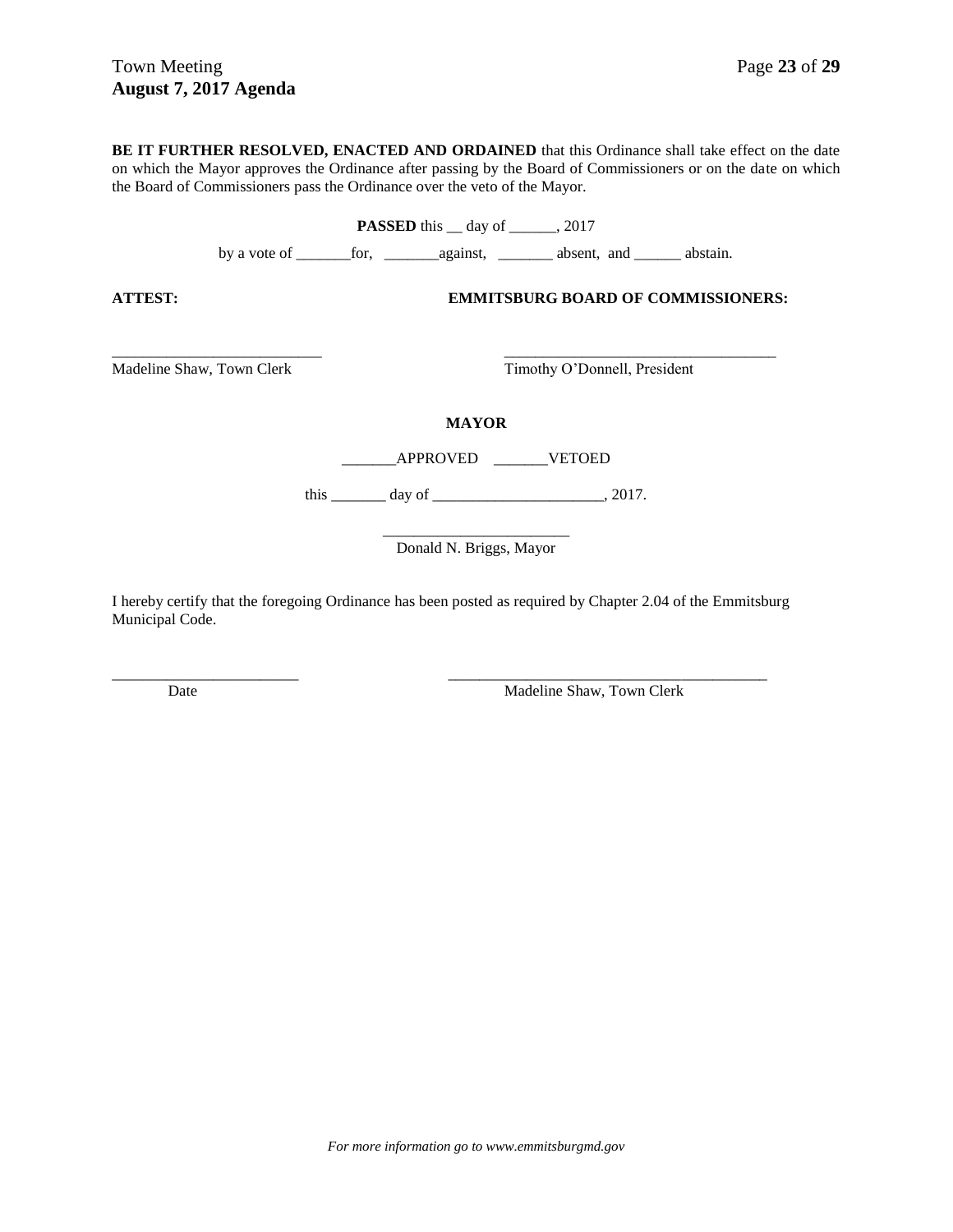**BE IT FURTHER RESOLVED, ENACTED AND ORDAINED** that this Ordinance shall take effect on the date on which the Mayor approves the Ordinance after passing by the Board of Commissioners or on the date on which the Board of Commissioners pass the Ordinance over the veto of the Mayor.

**PASSED** this __ day of ______, 2017

by a vote of _______for, _______against, _______ absent, and ______ abstain.

**ATTEST:** **EMMITSBURG BOARD OF COMMISSIONERS:**

___________________________ ___________________________________
Madeline Shaw, Town Clerk Timothy O'Donnell, President

**MAYOR**

_______APPROVED _______VETOED

this _______ day of ______________________, 2017.

________________________
Donald N. Briggs, Mayor

I hereby certify that the foregoing Ordinance has been posted as required by Chapter 2.04 of the Emmitsburg Municipal Code.

________________________ __________________________________________
Date Madeline Shaw, Town Clerk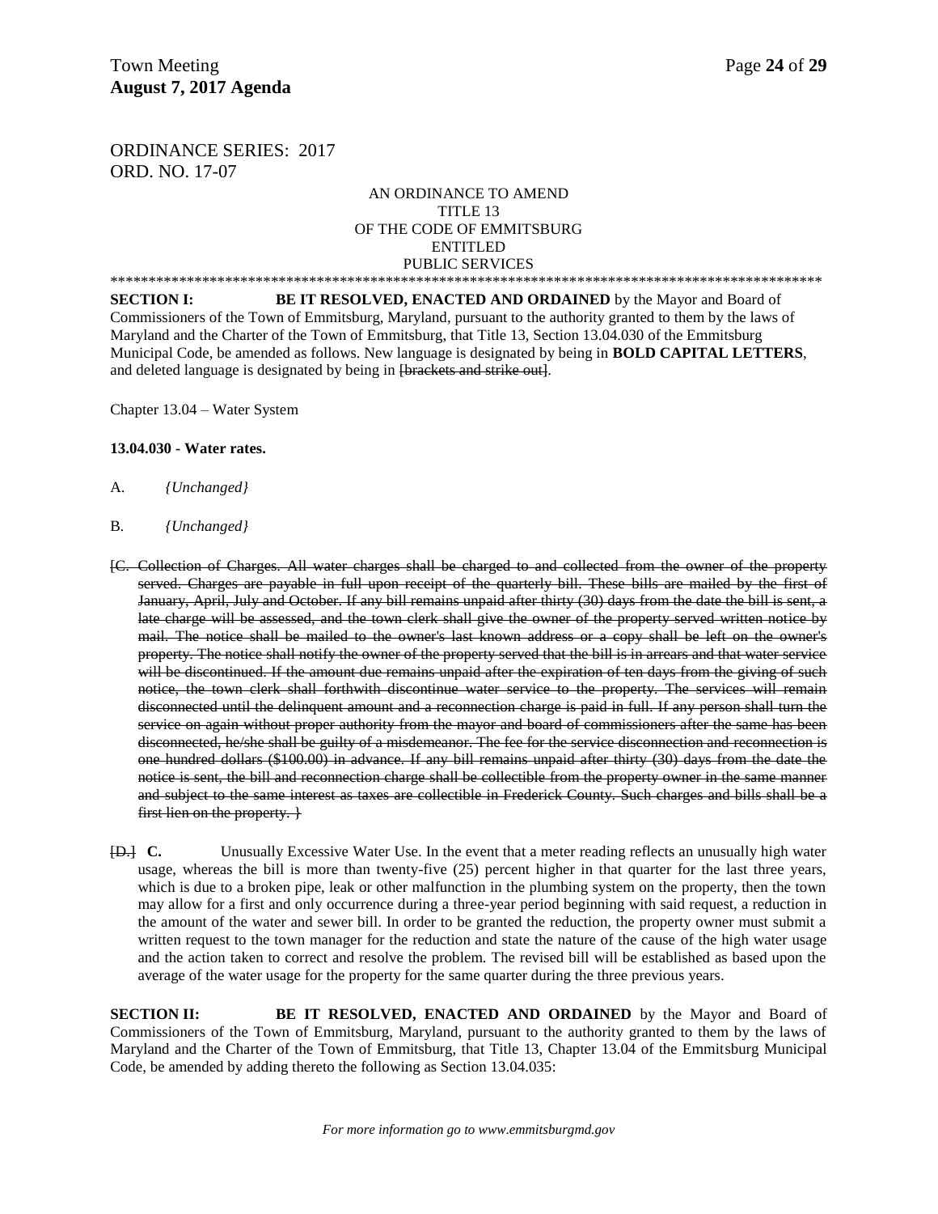ORDINANCE SERIES: 2017
ORD. NO. 17-07

AN ORDINANCE TO AMEND
TITLE 13
OF THE CODE OF EMMITSBURG
ENTITLED
PUBLIC SERVICES

*********************************************************************************************

**SECTION I:** **BE IT RESOLVED, ENACTED AND ORDAINED** by the Mayor and Board of Commissioners of the Town of Emmitsburg, Maryland, pursuant to the authority granted to them by the laws of Maryland and the Charter of the Town of Emmitsburg, that Title 13, Section 13.04.030 of the Emmitsburg Municipal Code, be amended as follows. New language is designated by being in **BOLD CAPITAL LETTERS**, and deleted language is designated by being in ~~[brackets and strike out]~~.

Chapter 13.04 – Water System

**13.04.030 - Water rates.**

A. *{Unchanged}*

B. *{Unchanged}*

~~[C. Collection of Charges. All water charges shall be charged to and collected from the owner of the property served. Charges are payable in full upon receipt of the quarterly bill. These bills are mailed by the first of January, April, July and October. If any bill remains unpaid after thirty (30) days from the date the bill is sent, a late charge will be assessed, and the town clerk shall give the owner of the property served written notice by mail. The notice shall be mailed to the owner's last known address or a copy shall be left on the owner's property. The notice shall notify the owner of the property served that the bill is in arrears and that water service will be discontinued. If the amount due remains unpaid after the expiration of ten days from the giving of such notice, the town clerk shall forthwith discontinue water service to the property. The services will remain disconnected until the delinquent amount and a reconnection charge is paid in full. If any person shall turn the service on again without proper authority from the mayor and board of commissioners after the same has been disconnected, he/she shall be guilty of a misdemeanor. The fee for the service disconnection and reconnection is one hundred dollars ($100.00) in advance. If any bill remains unpaid after thirty (30) days from the date the notice is sent, the bill and reconnection charge shall be collectible from the property owner in the same manner and subject to the same interest as taxes are collectible in Frederick County. Such charges and bills shall be a first lien on the property. }~~

~~[D.]~~ **C.** Unusually Excessive Water Use. In the event that a meter reading reflects an unusually high water usage, whereas the bill is more than twenty-five (25) percent higher in that quarter for the last three years, which is due to a broken pipe, leak or other malfunction in the plumbing system on the property, then the town may allow for a first and only occurrence during a three-year period beginning with said request, a reduction in the amount of the water and sewer bill. In order to be granted the reduction, the property owner must submit a written request to the town manager for the reduction and state the nature of the cause of the high water usage and the action taken to correct and resolve the problem. The revised bill will be established as based upon the average of the water usage for the property for the same quarter during the three previous years.

**SECTION II:** **BE IT RESOLVED, ENACTED AND ORDAINED** by the Mayor and Board of Commissioners of the Town of Emmitsburg, Maryland, pursuant to the authority granted to them by the laws of Maryland and the Charter of the Town of Emmitsburg, that Title 13, Chapter 13.04 of the Emmitsburg Municipal Code, be amended by adding thereto the following as Section 13.04.035: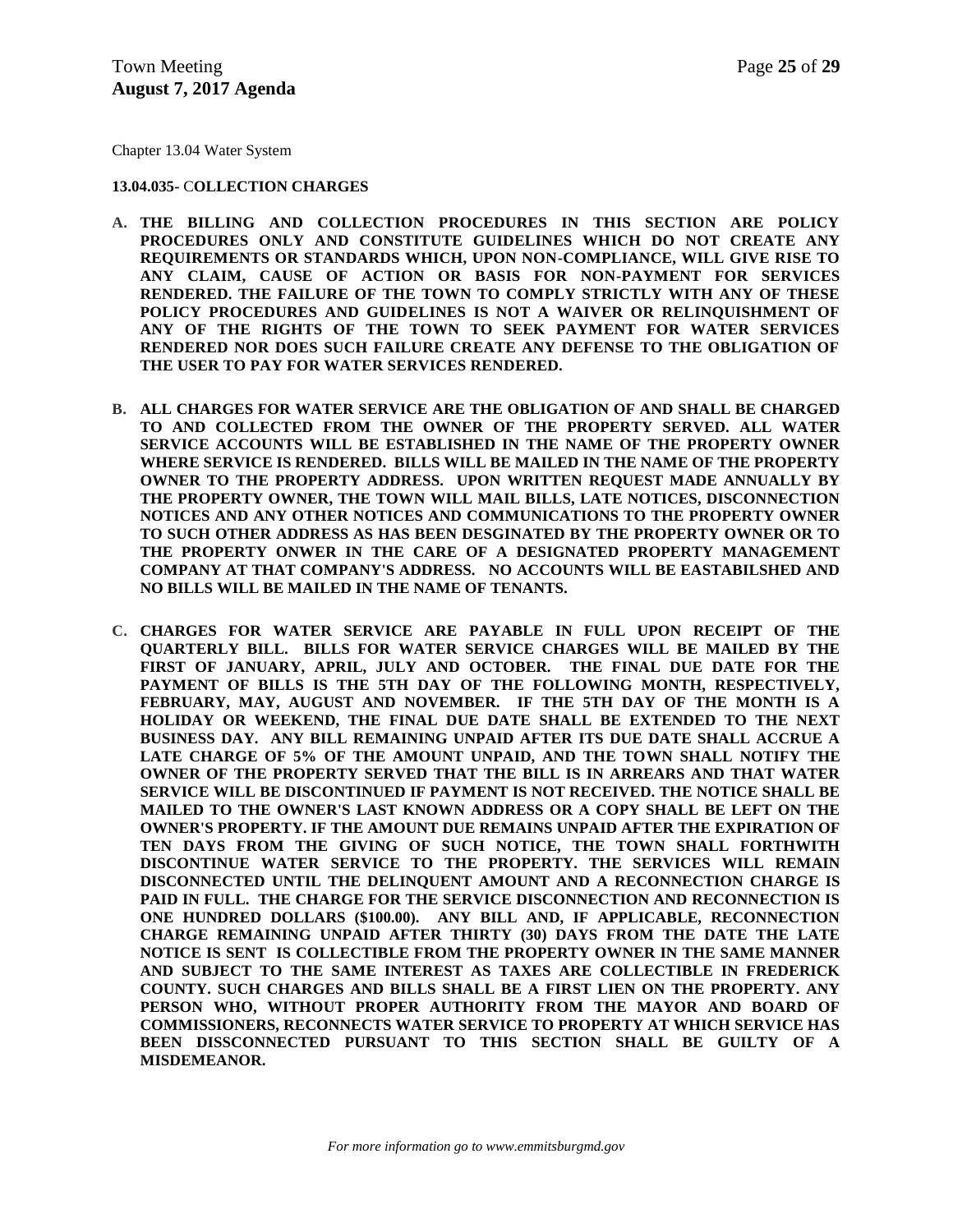Chapter 13.04 Water System

**13.04.035- COLLECTION CHARGES**

**A. THE BILLING AND COLLECTION PROCEDURES IN THIS SECTION ARE POLICY PROCEDURES ONLY AND CONSTITUTE GUIDELINES WHICH DO NOT CREATE ANY REQUIREMENTS OR STANDARDS WHICH, UPON NON-COMPLIANCE, WILL GIVE RISE TO ANY CLAIM, CAUSE OF ACTION OR BASIS FOR NON-PAYMENT FOR SERVICES RENDERED. THE FAILURE OF THE TOWN TO COMPLY STRICTLY WITH ANY OF THESE POLICY PROCEDURES AND GUIDELINES IS NOT A WAIVER OR RELINQUISHMENT OF ANY OF THE RIGHTS OF THE TOWN TO SEEK PAYMENT FOR WATER SERVICES RENDERED NOR DOES SUCH FAILURE CREATE ANY DEFENSE TO THE OBLIGATION OF THE USER TO PAY FOR WATER SERVICES RENDERED.**

**B. ALL CHARGES FOR WATER SERVICE ARE THE OBLIGATION OF AND SHALL BE CHARGED TO AND COLLECTED FROM THE OWNER OF THE PROPERTY SERVED. ALL WATER SERVICE ACCOUNTS WILL BE ESTABLISHED IN THE NAME OF THE PROPERTY OWNER WHERE SERVICE IS RENDERED. BILLS WILL BE MAILED IN THE NAME OF THE PROPERTY OWNER TO THE PROPERTY ADDRESS. UPON WRITTEN REQUEST MADE ANNUALLY BY THE PROPERTY OWNER, THE TOWN WILL MAIL BILLS, LATE NOTICES, DISCONNECTION NOTICES AND ANY OTHER NOTICES AND COMMUNICATIONS TO THE PROPERTY OWNER TO SUCH OTHER ADDRESS AS HAS BEEN DESGINATED BY THE PROPERTY OWNER OR TO THE PROPERTY ONWER IN THE CARE OF A DESIGNATED PROPERTY MANAGEMENT COMPANY AT THAT COMPANY'S ADDRESS. NO ACCOUNTS WILL BE EASTABILSHED AND NO BILLS WILL BE MAILED IN THE NAME OF TENANTS.**

**C. CHARGES FOR WATER SERVICE ARE PAYABLE IN FULL UPON RECEIPT OF THE QUARTERLY BILL. BILLS FOR WATER SERVICE CHARGES WILL BE MAILED BY THE FIRST OF JANUARY, APRIL, JULY AND OCTOBER. THE FINAL DUE DATE FOR THE PAYMENT OF BILLS IS THE 5TH DAY OF THE FOLLOWING MONTH, RESPECTIVELY, FEBRUARY, MAY, AUGUST AND NOVEMBER. IF THE 5TH DAY OF THE MONTH IS A HOLIDAY OR WEEKEND, THE FINAL DUE DATE SHALL BE EXTENDED TO THE NEXT BUSINESS DAY. ANY BILL REMAINING UNPAID AFTER ITS DUE DATE SHALL ACCRUE A LATE CHARGE OF 5% OF THE AMOUNT UNPAID, AND THE TOWN SHALL NOTIFY THE OWNER OF THE PROPERTY SERVED THAT THE BILL IS IN ARREARS AND THAT WATER SERVICE WILL BE DISCONTINUED IF PAYMENT IS NOT RECEIVED. THE NOTICE SHALL BE MAILED TO THE OWNER'S LAST KNOWN ADDRESS OR A COPY SHALL BE LEFT ON THE OWNER'S PROPERTY. IF THE AMOUNT DUE REMAINS UNPAID AFTER THE EXPIRATION OF TEN DAYS FROM THE GIVING OF SUCH NOTICE, THE TOWN SHALL FORTHWITH DISCONTINUE WATER SERVICE TO THE PROPERTY. THE SERVICES WILL REMAIN DISCONNECTED UNTIL THE DELINQUENT AMOUNT AND A RECONNECTION CHARGE IS PAID IN FULL. THE CHARGE FOR THE SERVICE DISCONNECTION AND RECONNECTION IS ONE HUNDRED DOLLARS ($100.00). ANY BILL AND, IF APPLICABLE, RECONNECTION CHARGE REMAINING UNPAID AFTER THIRTY (30) DAYS FROM THE DATE THE LATE NOTICE IS SENT IS COLLECTIBLE FROM THE PROPERTY OWNER IN THE SAME MANNER AND SUBJECT TO THE SAME INTEREST AS TAXES ARE COLLECTIBLE IN FREDERICK COUNTY. SUCH CHARGES AND BILLS SHALL BE A FIRST LIEN ON THE PROPERTY. ANY PERSON WHO, WITHOUT PROPER AUTHORITY FROM THE MAYOR AND BOARD OF COMMISSIONERS, RECONNECTS WATER SERVICE TO PROPERTY AT WHICH SERVICE HAS BEEN DISSCONNECTED PURSUANT TO THIS SECTION SHALL BE GUILTY OF A MISDEMEANOR.**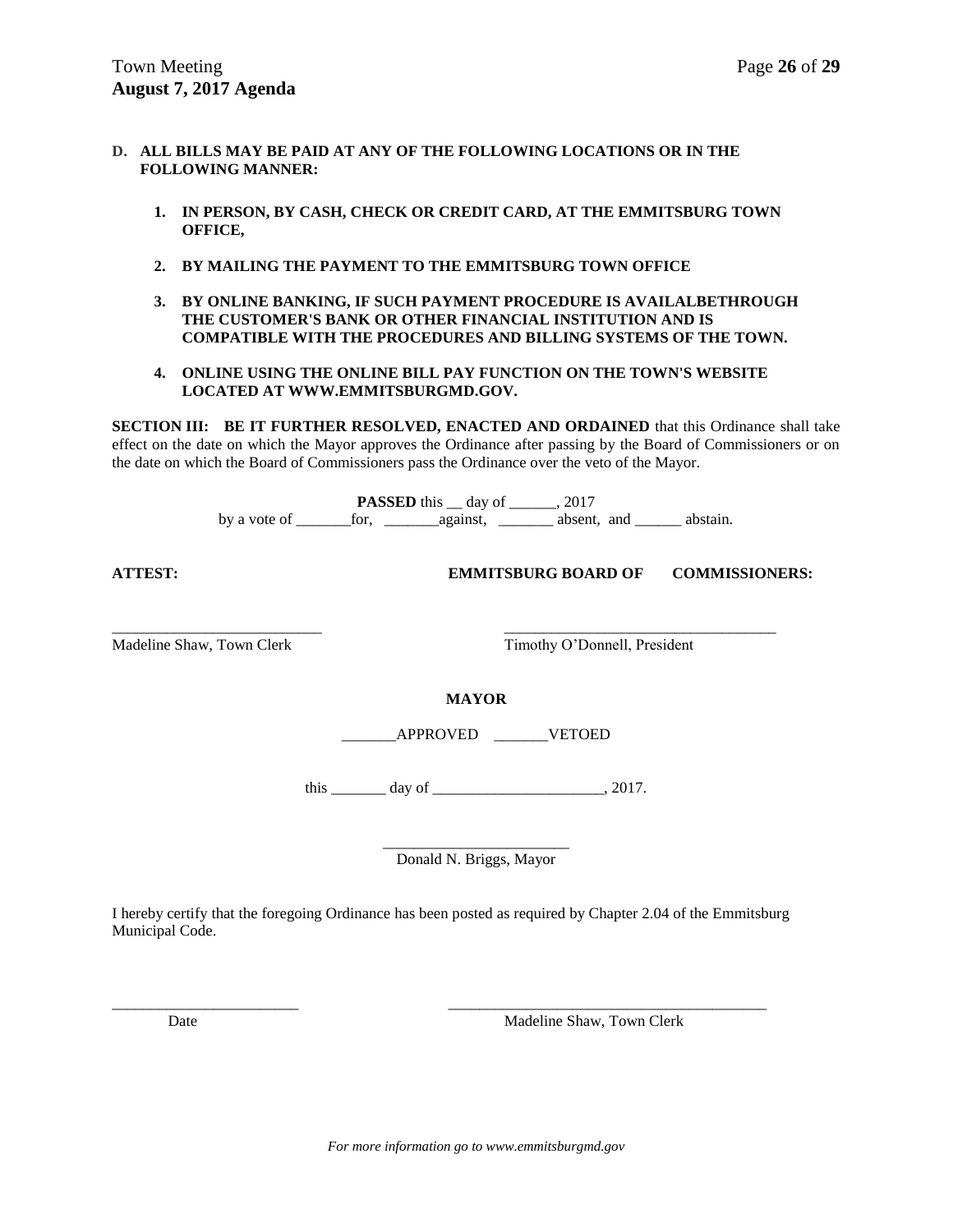**D. ALL BILLS MAY BE PAID AT ANY OF THE FOLLOWING LOCATIONS OR IN THE FOLLOWING MANNER:**

1. **IN PERSON, BY CASH, CHECK OR CREDIT CARD, AT THE EMMITSBURG TOWN OFFICE,**

2. **BY MAILING THE PAYMENT TO THE EMMITSBURG TOWN OFFICE**

3. **BY ONLINE BANKING, IF SUCH PAYMENT PROCEDURE IS AVAILALBETHROUGH THE CUSTOMER'S BANK OR OTHER FINANCIAL INSTITUTION AND IS COMPATIBLE WITH THE PROCEDURES AND BILLING SYSTEMS OF THE TOWN.**

4. **ONLINE USING THE ONLINE BILL PAY FUNCTION ON THE TOWN'S WEBSITE LOCATED AT WWW.EMMITSBURGMD.GOV.**

**SECTION III: BE IT FURTHER RESOLVED, ENACTED AND ORDAINED** that this Ordinance shall take effect on the date on which the Mayor approves the Ordinance after passing by the Board of Commissioners or on the date on which the Board of Commissioners pass the Ordinance over the veto of the Mayor.

**PASSED** this __ day of ______, 2017
by a vote of _______for, _______against, _______ absent, and ______ abstain.

**ATTEST:** **EMMITSBURG BOARD OF COMMISSIONERS:**

___________________________
Madeline Shaw, Town Clerk

___________________________
Timothy O'Donnell, President

**MAYOR**

_______APPROVED _______VETOED

this _______ day of ______________________, 2017.

________________________
Donald N. Briggs, Mayor

I hereby certify that the foregoing Ordinance has been posted as required by Chapter 2.04 of the Emmitsburg Municipal Code.

________________________
Date

___________________________
Madeline Shaw, Town Clerk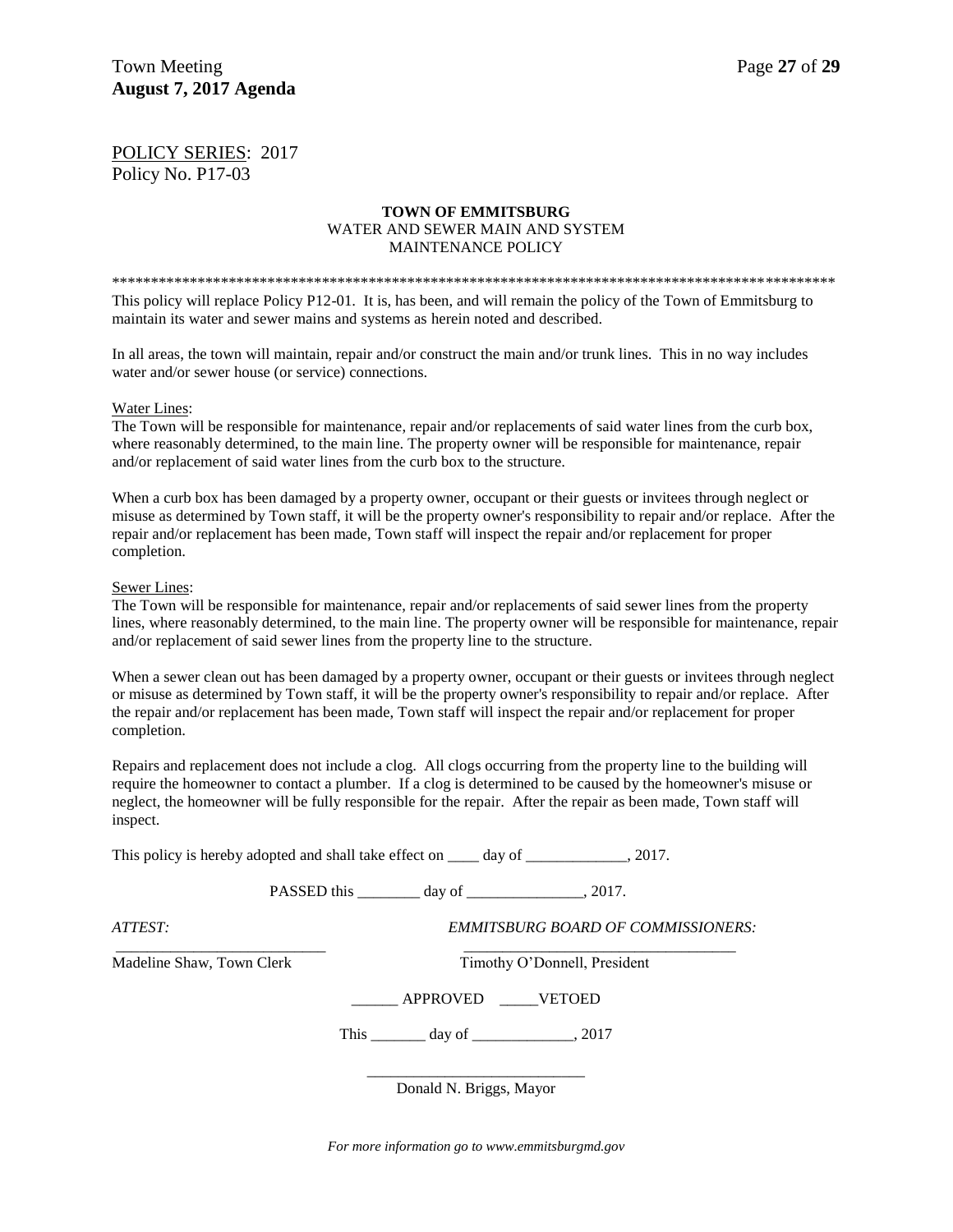POLICY SERIES: 2017
Policy No. P17-03

**TOWN OF EMMITSBURG**
WATER AND SEWER MAIN AND SYSTEM
MAINTENANCE POLICY

**************************************************************************************************

This policy will replace Policy P12-01. It is, has been, and will remain the policy of the Town of Emmitsburg to maintain its water and sewer mains and systems as herein noted and described.

In all areas, the town will maintain, repair and/or construct the main and/or trunk lines. This in no way includes water and/or sewer house (or service) connections.

Water Lines:
The Town will be responsible for maintenance, repair and/or replacements of said water lines from the curb box, where reasonably determined, to the main line. The property owner will be responsible for maintenance, repair and/or replacement of said water lines from the curb box to the structure.

When a curb box has been damaged by a property owner, occupant or their guests or invitees through neglect or misuse as determined by Town staff, it will be the property owner's responsibility to repair and/or replace. After the repair and/or replacement has been made, Town staff will inspect the repair and/or replacement for proper completion.

Sewer Lines:
The Town will be responsible for maintenance, repair and/or replacements of said sewer lines from the property lines, where reasonably determined, to the main line. The property owner will be responsible for maintenance, repair and/or replacement of said sewer lines from the property line to the structure.

When a sewer clean out has been damaged by a property owner, occupant or their guests or invitees through neglect or misuse as determined by Town staff, it will be the property owner's responsibility to repair and/or replace. After the repair and/or replacement has been made, Town staff will inspect the repair and/or replacement for proper completion.

Repairs and replacement does not include a clog. All clogs occurring from the property line to the building will require the homeowner to contact a plumber. If a clog is determined to be caused by the homeowner's misuse or neglect, the homeowner will be fully responsible for the repair. After the repair as been made, Town staff will inspect.

This policy is hereby adopted and shall take effect on ____ day of _____________, 2017.

PASSED this ________ day of _______________, 2017.

*ATTEST:* *EMMITSBURG BOARD OF COMMISSIONERS:*

___________________________ ___________________________________
Madeline Shaw, Town Clerk Timothy O'Donnell, President

______ APPROVED _____VETOED

This _______ day of _____________, 2017

____________________________
Donald N. Briggs, Mayor

*For more information go to www.emmitsburgmd.gov*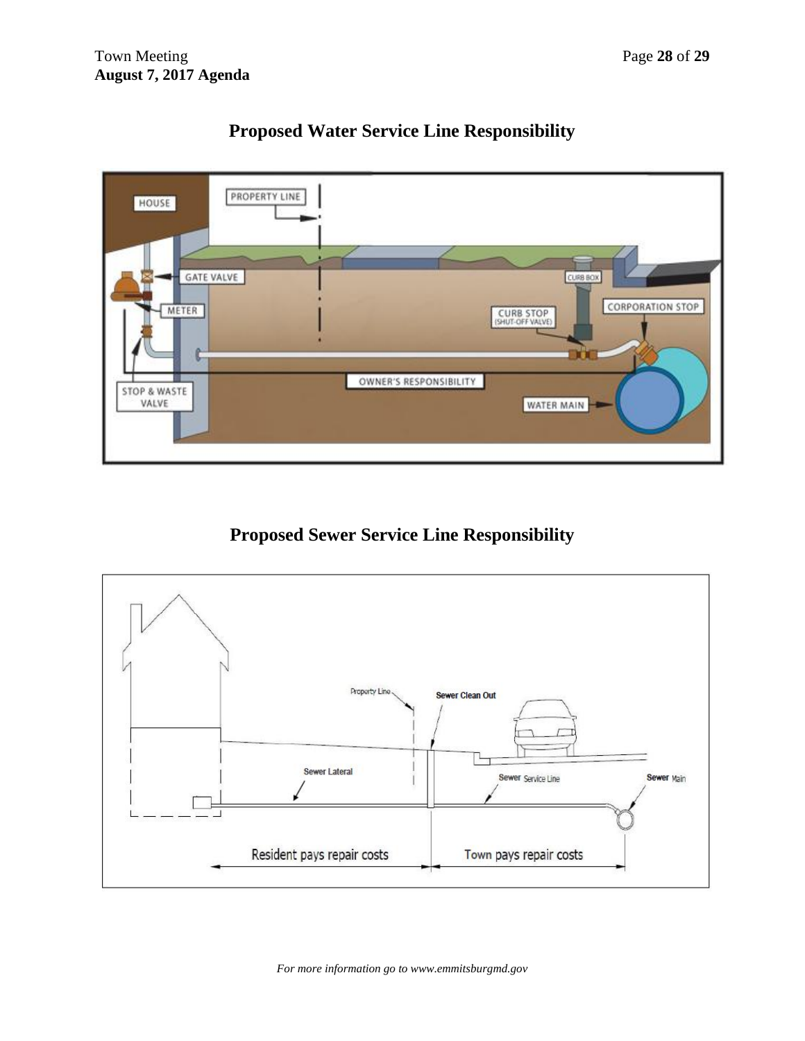## Proposed Water Service Line Responsibility

## Proposed Sewer Service Line Responsibility

*For more information go to www.emmitsburgmd.gov*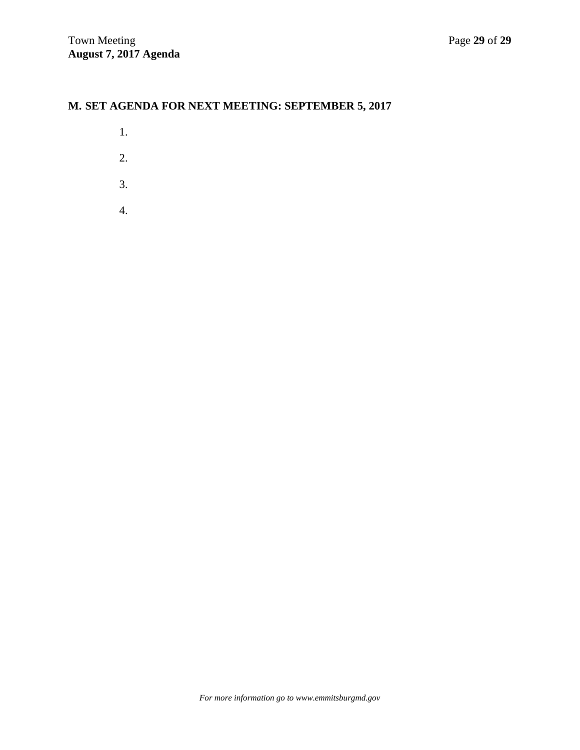## M. SET AGENDA FOR NEXT MEETING: SEPTEMBER 5, 2017

1.
2.
3.
4.